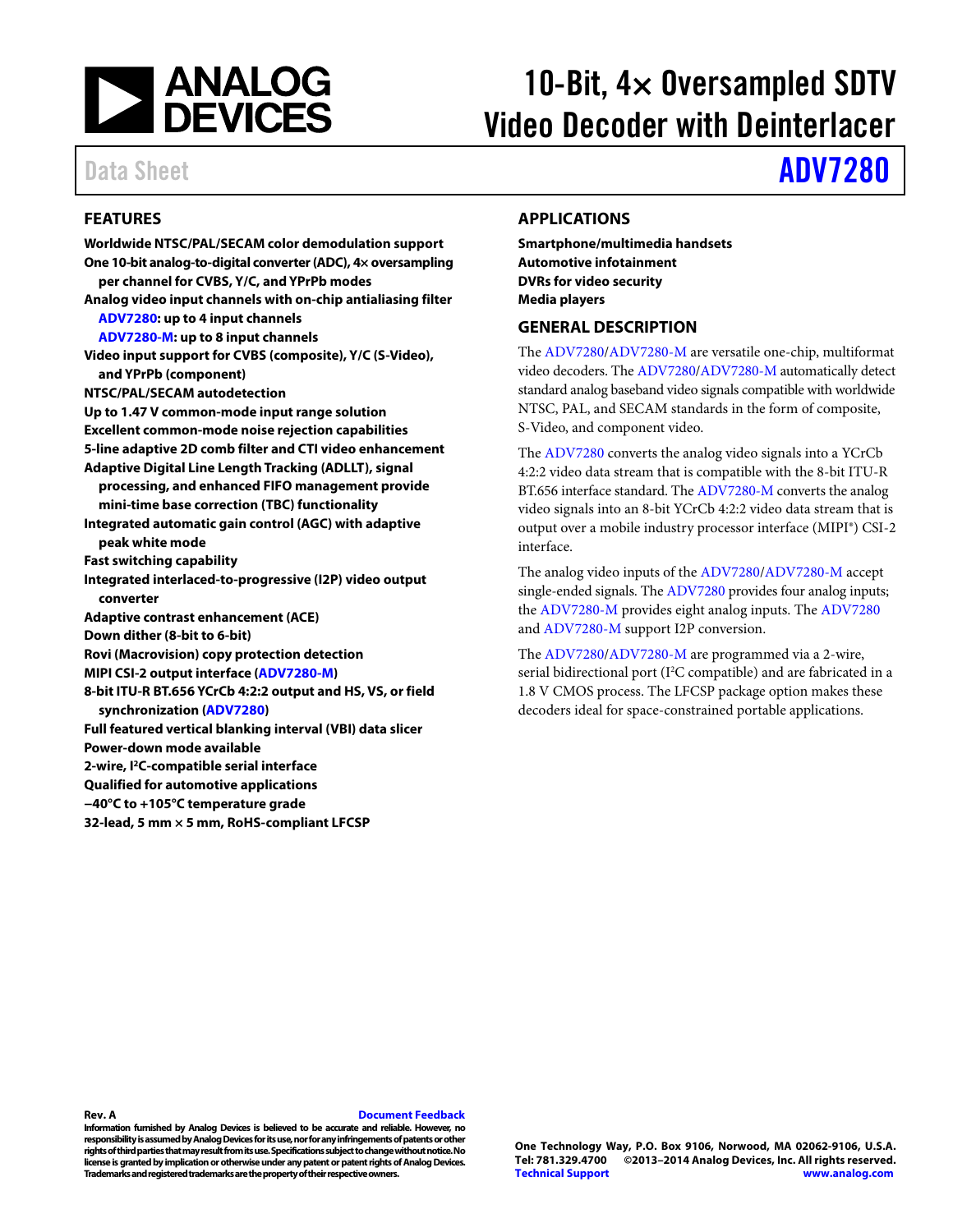# 10-Bit, 4× Oversampled SDTV Video Decoder with Deinterlacer

Data Sheet **ADV7280**

## FEATURES

- **Worldwide NTSC/PAL/SECAM color demodulation support**
- **One 10-bit analog-to-digital converter (ADC), 4× oversampling per channel for CVBS, Y/C, and YPrPb modes**
- **Analog video input channels with on-chip antialiasing filter**
  - **ADV7280: up to 4 input channels**
  - **ADV7280-M: up to 8 input channels**
- **Video input support for CVBS (composite), Y/C (S-Video), and YPrPb (component)**
- **NTSC/PAL/SECAM autodetection**
- **Up to 1.47 V common-mode input range solution**
- **Excellent common-mode noise rejection capabilities**
- **5-line adaptive 2D comb filter and CTI video enhancement**
- **Adaptive Digital Line Length Tracking (ADLLT), signal processing, and enhanced FIFO management provide mini-time base correction (TBC) functionality**
- **Integrated automatic gain control (AGC) with adaptive peak white mode**
- **Fast switching capability**
- **Integrated interlaced-to-progressive (I2P) video output converter**
- **Adaptive contrast enhancement (ACE)**
- **Down dither (8-bit to 6-bit)**
- **Rovi (Macrovision) copy protection detection**
- **MIPI CSI-2 output interface (ADV7280-M)**
- **8-bit ITU-R BT.656 YCrCb 4:2:2 output and HS, VS, or field synchronization (ADV7280)**
- **Full featured vertical blanking interval (VBI) data slicer**
- **Power-down mode available**
- **2-wire, I²C-compatible serial interface**
- **Qualified for automotive applications**
- **−40°C to +105°C temperature grade**
- **32-lead, 5 mm × 5 mm, RoHS-compliant LFCSP**

## APPLICATIONS

- **Smartphone/multimedia handsets**
- **Automotive infotainment**
- **DVRs for video security**
- **Media players**

## GENERAL DESCRIPTION

The ADV7280/ADV7280-M are versatile one-chip, multiformat video decoders. The ADV7280/ADV7280-M automatically detect standard analog baseband video signals compatible with worldwide NTSC, PAL, and SECAM standards in the form of composite, S-Video, and component video.

The ADV7280 converts the analog video signals into a YCrCb 4:2:2 video data stream that is compatible with the 8-bit ITU-R BT.656 interface standard. The ADV7280-M converts the analog video signals into an 8-bit YCrCb 4:2:2 video data stream that is output over a mobile industry processor interface (MIPI®) CSI-2 interface.

The analog video inputs of the ADV7280/ADV7280-M accept single-ended signals. The ADV7280 provides four analog inputs; the ADV7280-M provides eight analog inputs. The ADV7280 and ADV7280-M support I2P conversion.

The ADV7280/ADV7280-M are programmed via a 2-wire, serial bidirectional port (I²C compatible) and are fabricated in a 1.8 V CMOS process. The LFCSP package option makes these decoders ideal for space-constrained portable applications.

Rev. A Document Feedback

Information furnished by Analog Devices is believed to be accurate and reliable. However, no responsibility is assumed by Analog Devices for its use, nor for any infringements of patents or other rights of third parties that may result from its use. Specifications subject to change without notice. No license is granted by implication or otherwise under any patent or patent rights of Analog Devices. Trademarks and registered trademarks are the property of their respective owners.

One Technology Way, P.O. Box 9106, Norwood, MA 02062-9106, U.S.A.
Tel: 781.329.4700 ©2013–2014 Analog Devices, Inc. All rights reserved.
Technical Support www.analog.com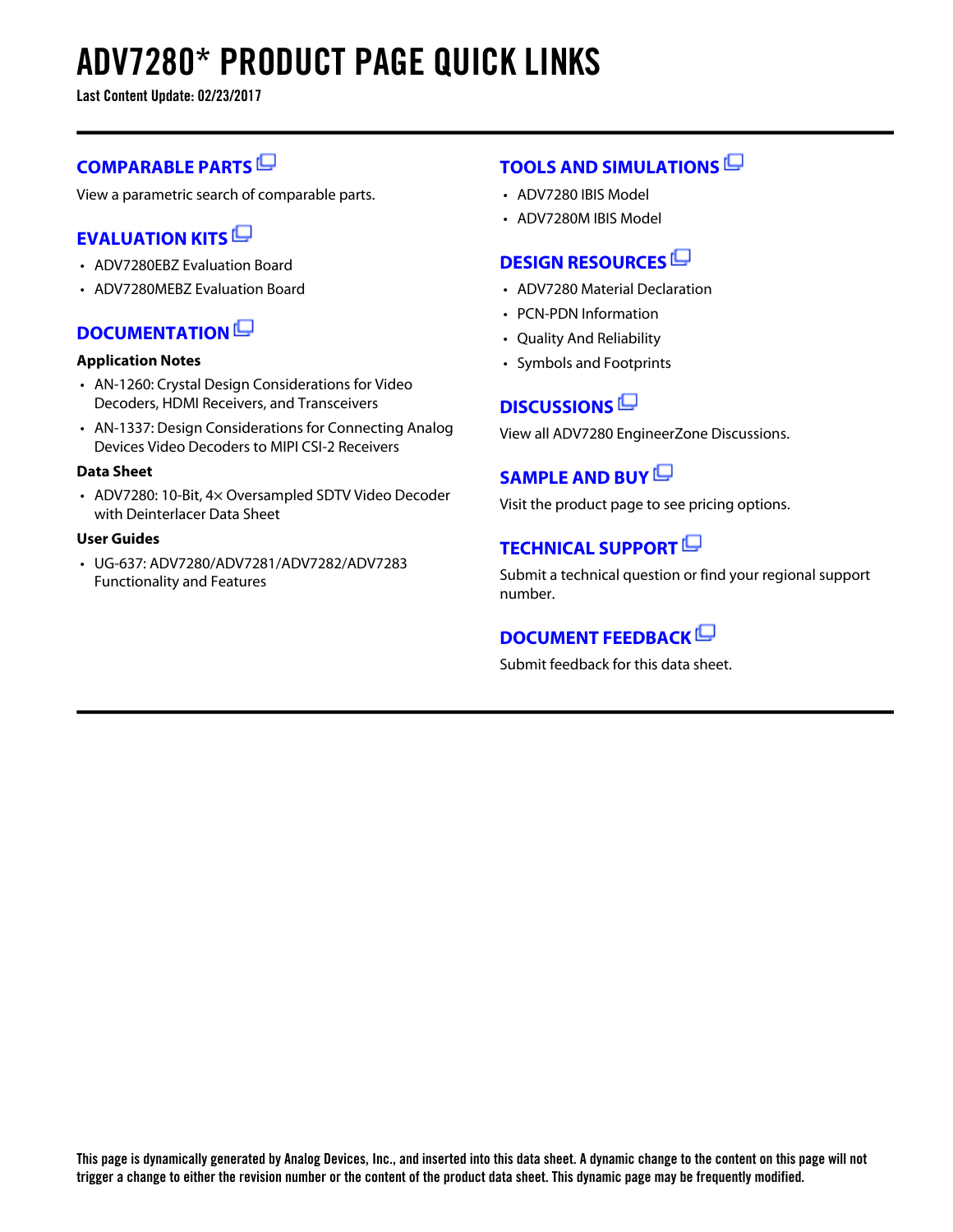# ADV7280* PRODUCT PAGE QUICK LINKS

**Last Content Update: 02/23/2017**

## COMPARABLE PARTS

View a parametric search of comparable parts.

## EVALUATION KITS

- ADV7280EBZ Evaluation Board
- ADV7280MEBZ Evaluation Board

## DOCUMENTATION

**Application Notes**

- AN-1260: Crystal Design Considerations for Video Decoders, HDMI Receivers, and Transceivers
- AN-1337: Design Considerations for Connecting Analog Devices Video Decoders to MIPI CSI-2 Receivers

**Data Sheet**

- ADV7280: 10-Bit, 4× Oversampled SDTV Video Decoder with Deinterlacer Data Sheet

**User Guides**

- UG-637: ADV7280/ADV7281/ADV7282/ADV7283 Functionality and Features

## TOOLS AND SIMULATIONS

- ADV7280 IBIS Model
- ADV7280M IBIS Model

## DESIGN RESOURCES

- ADV7280 Material Declaration
- PCN-PDN Information
- Quality And Reliability
- Symbols and Footprints

## DISCUSSIONS

View all ADV7280 EngineerZone Discussions.

## SAMPLE AND BUY

Visit the product page to see pricing options.

## TECHNICAL SUPPORT

Submit a technical question or find your regional support number.

## DOCUMENT FEEDBACK

Submit feedback for this data sheet.

This page is dynamically generated by Analog Devices, Inc., and inserted into this data sheet. A dynamic change to the content on this page will not trigger a change to either the revision number or the content of the product data sheet. This dynamic page may be frequently modified.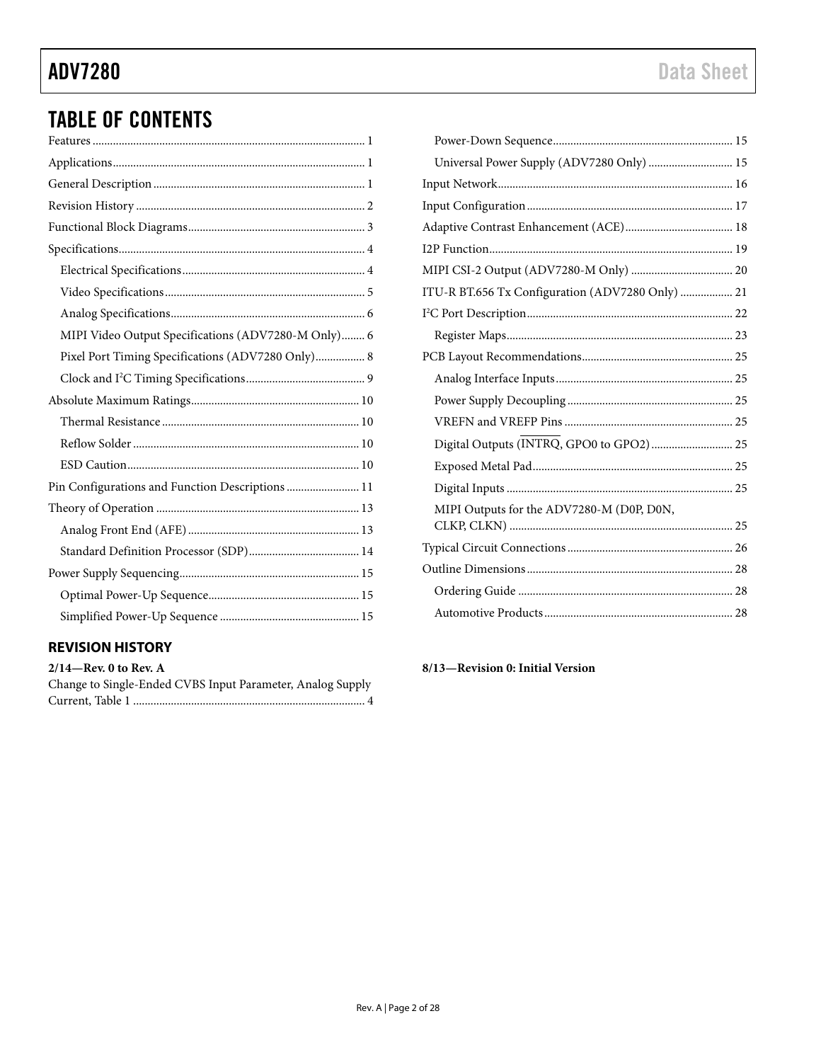## TABLE OF CONTENTS

Features ........................................................................................ 1
Applications .................................................................................. 1
General Description ..................................................................... 1
Revision History ........................................................................... 2
Functional Block Diagrams ......................................................... 3
Specifications ................................................................................ 4
  Electrical Specifications ........................................................... 4
  Video Specifications ................................................................. 5
  Analog Specifications ............................................................... 6
  MIPI Video Output Specifications (ADV7280-M Only) ........ 6
  Pixel Port Timing Specifications (ADV7280 Only) ................ 8
  Clock and I²C Timing Specifications ...................................... 9
Absolute Maximum Ratings ....................................................... 10
  Thermal Resistance ................................................................. 10
  Reflow Solder .......................................................................... 10
  ESD Caution ............................................................................. 10
Pin Configurations and Function Descriptions ......................... 11
Theory of Operation ................................................................... 13
  Analog Front End (AFE) ......................................................... 13
  Standard Definition Processor (SDP) ..................................... 14
Power Supply Sequencing ........................................................... 15
  Optimal Power-Up Sequence .................................................. 15
  Simplified Power-Up Sequence .............................................. 15
  Power-Down Sequence ............................................................ 15
  Universal Power Supply (ADV7280 Only) ............................ 15
Input Network .............................................................................. 16
Input Configuration .................................................................... 17
Adaptive Contrast Enhancement (ACE) .................................... 18
I2P Function ................................................................................. 19
MIPI CSI-2 Output (ADV7280-M Only) ................................... 20
ITU-R BT.656 Tx Configuration (ADV7280 Only) .................. 21
I²C Port Description ..................................................................... 22
  Register Maps ........................................................................... 23
PCB Layout Recommendations .................................................. 25
  Analog Interface Inputs ........................................................... 25
  Power Supply Decoupling ....................................................... 25
  VREFN and VREFP Pins ......................................................... 25
  Digital Outputs (INTRQ, GPO0 to GPO2) ............................ 25
  Exposed Metal Pad ................................................................... 25
  Digital Inputs ............................................................................ 25
  MIPI Outputs for the ADV7280-M (D0P, D0N, CLKP, CLKN) ... 25
Typical Circuit Connections ........................................................ 26
Outline Dimensions ..................................................................... 28
  Ordering Guide ......................................................................... 28
  Automotive Products ............................................................... 28

### REVISION HISTORY

**2/14—Rev. 0 to Rev. A**

Change to Single-Ended CVBS Input Parameter, Analog Supply Current, Table 1 ........................................................................ 4

**8/13—Revision 0: Initial Version**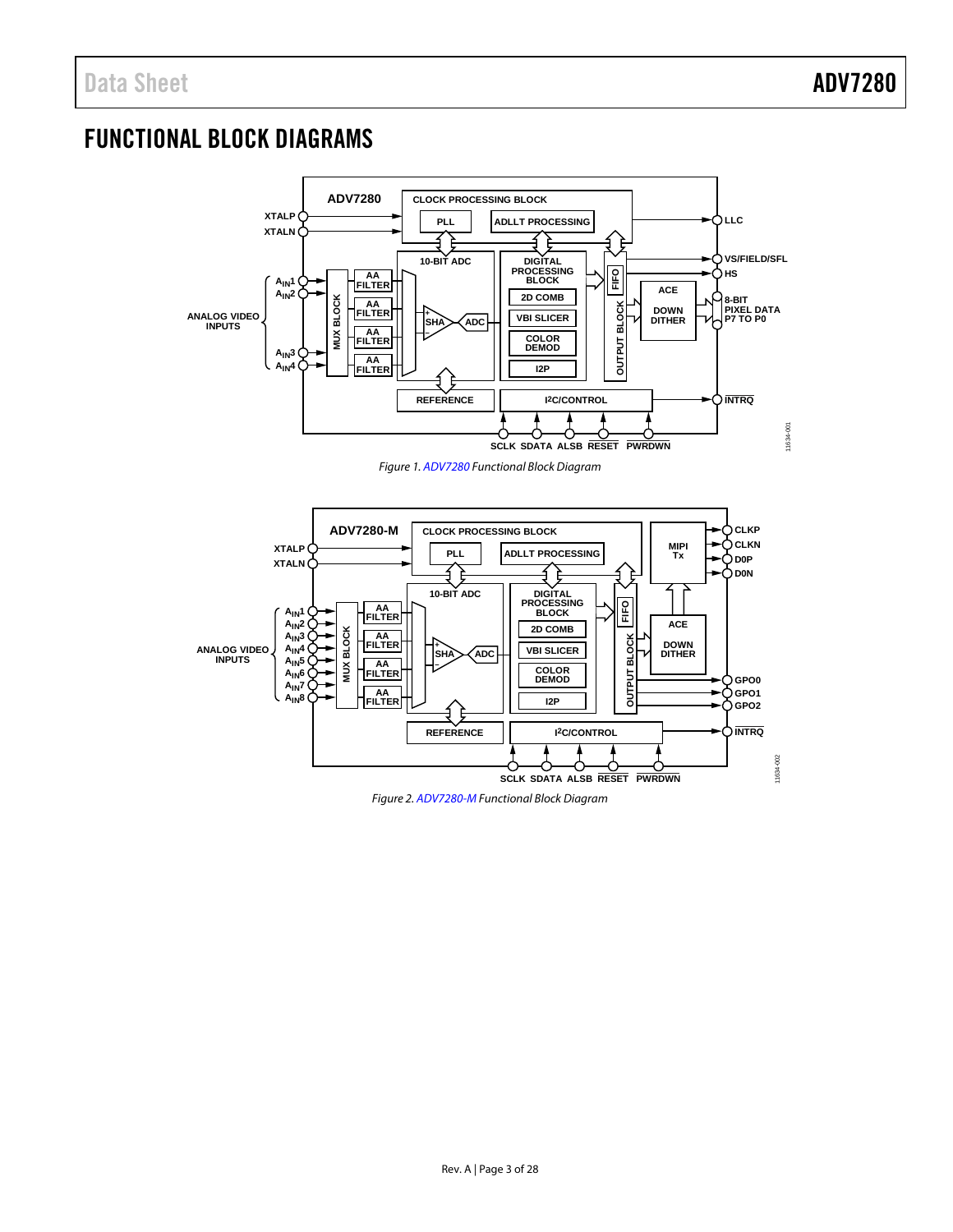## FUNCTIONAL BLOCK DIAGRAMS

*Figure 1. ADV7280 Functional Block Diagram*

*Figure 2. ADV7280-M Functional Block Diagram*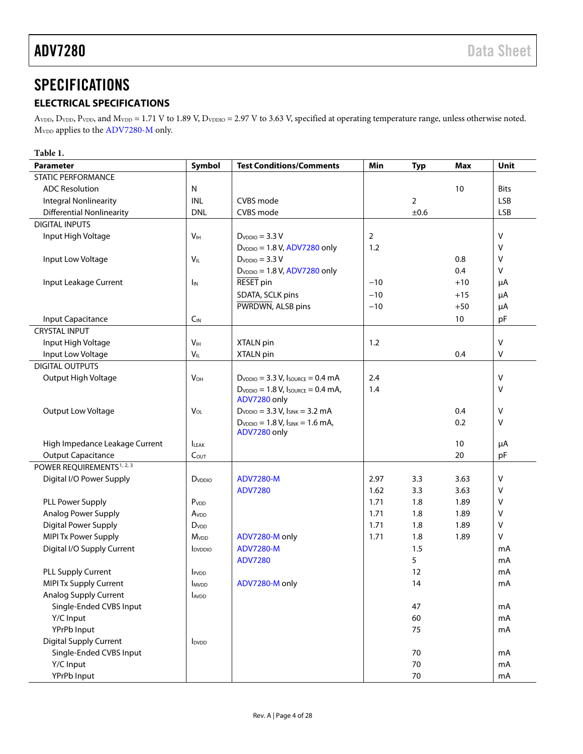# SPECIFICATIONS

## ELECTRICAL SPECIFICATIONS

$A_{VDD}$, $D_{VDD}$, $P_{VDD}$, and $M_{VDD}$ = 1.71 V to 1.89 V, $D_{VDDIO}$ = 2.97 V to 3.63 V, specified at operating temperature range, unless otherwise noted. $M_{VDD}$ applies to the ADV7280-M only.

**Table 1.**

| Parameter | Symbol | Test Conditions/Comments | Min | Typ | Max | Unit |
|---|---|---|---|---|---|---|
| STATIC PERFORMANCE | | | | | | |
| ADC Resolution | N | | | | 10 | Bits |
| Integral Nonlinearity | INL | CVBS mode | | 2 | | LSB |
| Differential Nonlinearity | DNL | CVBS mode | | ±0.6 | | LSB |
| DIGITAL INPUTS | | | | | | |
| Input High Voltage | $V_{IH}$ | $D_{VDDIO}$ = 3.3 V | 2 | | | V |
| | | $D_{VDDIO}$ = 1.8 V, ADV7280 only | 1.2 | | | V |
| Input Low Voltage | $V_{IL}$ | $D_{VDDIO}$ = 3.3 V | | | 0.8 | V |
| | | $D_{VDDIO}$ = 1.8 V, ADV7280 only | | | 0.4 | V |
| Input Leakage Current | $I_{IN}$ | $\overline{\text{RESET}}$ pin | −10 | | +10 | μA |
| | | SDATA, SCLK pins | −10 | | +15 | μA |
| | | $\overline{\text{PWRDWN}}$, ALSB pins | −10 | | +50 | μA |
| Input Capacitance | $C_{IN}$ | | | | 10 | pF |
| CRYSTAL INPUT | | | | | | |
| Input High Voltage | $V_{IH}$ | XTALN pin | 1.2 | | | V |
| Input Low Voltage | $V_{IL}$ | XTALN pin | | | 0.4 | V |
| DIGITAL OUTPUTS | | | | | | |
| Output High Voltage | $V_{OH}$ | $D_{VDDIO}$ = 3.3 V, $I_{SOURCE}$ = 0.4 mA | 2.4 | | | V |
| | | $D_{VDDIO}$ = 1.8 V, $I_{SOURCE}$ = 0.4 mA, ADV7280 only | 1.4 | | | V |
| Output Low Voltage | $V_{OL}$ | $D_{VDDIO}$ = 3.3 V, $I_{SINK}$ = 3.2 mA | | | 0.4 | V |
| | | $D_{VDDIO}$ = 1.8 V, $I_{SINK}$ = 1.6 mA, ADV7280 only | | | 0.2 | V |
| High Impedance Leakage Current | $I_{LEAK}$ | | | | 10 | μA |
| Output Capacitance | $C_{OUT}$ | | | | 20 | pF |
| POWER REQUIREMENTS[1, 2, 3] | | | | | | |
| Digital I/O Power Supply | $D_{VDDIO}$ | ADV7280-M | 2.97 | 3.3 | 3.63 | V |
| | | ADV7280 | 1.62 | 3.3 | 3.63 | V |
| PLL Power Supply | $P_{VDD}$ | | 1.71 | 1.8 | 1.89 | V |
| Analog Power Supply | $A_{VDD}$ | | 1.71 | 1.8 | 1.89 | V |
| Digital Power Supply | $D_{VDD}$ | | 1.71 | 1.8 | 1.89 | V |
| MIPI Tx Power Supply | $M_{VDD}$ | ADV7280-M only | 1.71 | 1.8 | 1.89 | V |
| Digital I/O Supply Current | $I_{DVDDIO}$ | ADV7280-M | | 1.5 | | mA |
| | | ADV7280 | | 5 | | mA |
| PLL Supply Current | $I_{PVDD}$ | | | 12 | | mA |
| MIPI Tx Supply Current | $I_{MVDD}$ | ADV7280-M only | | 14 | | mA |
| Analog Supply Current | $I_{AVDD}$ | | | | | |
| Single-Ended CVBS Input | | | | 47 | | mA |
| Y/C Input | | | | 60 | | mA |
| YPrPb Input | | | | 75 | | mA |
| Digital Supply Current | $I_{DVDD}$ | | | | | |
| Single-Ended CVBS Input | | | | 70 | | mA |
| Y/C Input | | | | 70 | | mA |
| YPrPb Input | | | | 70 | | mA |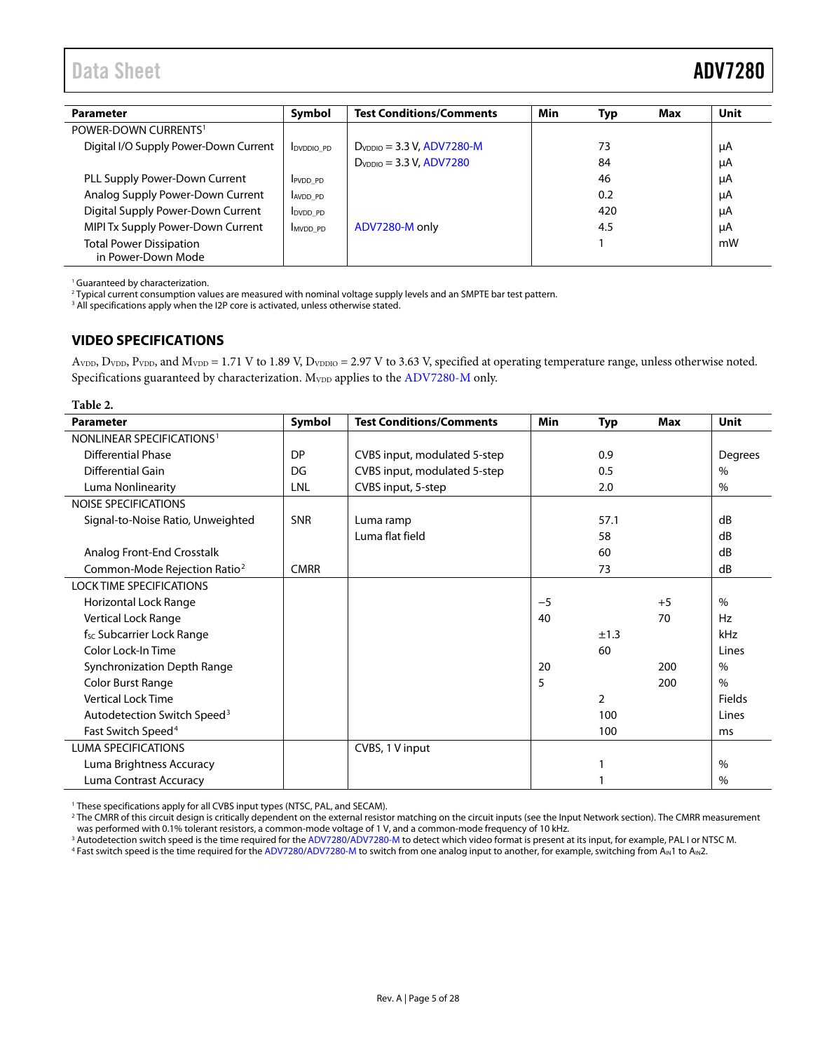| Parameter | Symbol | Test Conditions/Comments | Min | Typ | Max | Unit |
|---|---|---|---|---|---|---|
| POWER-DOWN CURRENTS[1] | | | | | | |
| Digital I/O Supply Power-Down Current | $I_{DVDDIO\_PD}$ | $D_{VDDIO}$ = 3.3 V, ADV7280-M | | 73 | | µA |
| | | $D_{VDDIO}$ = 3.3 V, ADV7280 | | 84 | | µA |
| PLL Supply Power-Down Current | $I_{PVDD\_PD}$ | | | 46 | | µA |
| Analog Supply Power-Down Current | $I_{AVDD\_PD}$ | | | 0.2 | | µA |
| Digital Supply Power-Down Current | $I_{DVDD\_PD}$ | | | 420 | | µA |
| MIPI Tx Supply Power-Down Current | $I_{MVDD\_PD}$ | ADV7280-M only | | 4.5 | | µA |
| Total Power Dissipation in Power-Down Mode | | | | 1 | | mW |

[1] Guaranteed by characterization.
[2] Typical current consumption values are measured with nominal voltage supply levels and an SMPTE bar test pattern.
[3] All specifications apply when the I2P core is activated, unless otherwise stated.

## VIDEO SPECIFICATIONS

$A_{VDD}$, $D_{VDD}$, $P_{VDD}$, and $M_{VDD}$ = 1.71 V to 1.89 V, $D_{VDDIO}$ = 2.97 V to 3.63 V, specified at operating temperature range, unless otherwise noted. Specifications guaranteed by characterization. $M_{VDD}$ applies to the ADV7280-M only.

**Table 2.**

| Parameter | Symbol | Test Conditions/Comments | Min | Typ | Max | Unit |
|---|---|---|---|---|---|---|
| NONLINEAR SPECIFICATIONS[1] | | | | | | |
| Differential Phase | DP | CVBS input, modulated 5-step | | 0.9 | | Degrees |
| Differential Gain | DG | CVBS input, modulated 5-step | | 0.5 | | % |
| Luma Nonlinearity | LNL | CVBS input, 5-step | | 2.0 | | % |
| NOISE SPECIFICATIONS | | | | | | |
| Signal-to-Noise Ratio, Unweighted | SNR | Luma ramp | | 57.1 | | dB |
| | | Luma flat field | | 58 | | dB |
| Analog Front-End Crosstalk | | | | 60 | | dB |
| Common-Mode Rejection Ratio[2] | CMRR | | | 73 | | dB |
| LOCK TIME SPECIFICATIONS | | | | | | |
| Horizontal Lock Range | | | −5 | | +5 | % |
| Vertical Lock Range | | | 40 | | 70 | Hz |
| $f_{SC}$ Subcarrier Lock Range | | | | ±1.3 | | kHz |
| Color Lock-In Time | | | | 60 | | Lines |
| Synchronization Depth Range | | | 20 | | 200 | % |
| Color Burst Range | | | 5 | | 200 | % |
| Vertical Lock Time | | | | 2 | | Fields |
| Autodetection Switch Speed[3] | | | | 100 | | Lines |
| Fast Switch Speed[4] | | | | 100 | | ms |
| LUMA SPECIFICATIONS | | CVBS, 1 V input | | | | |
| Luma Brightness Accuracy | | | | 1 | | % |
| Luma Contrast Accuracy | | | | 1 | | % |

[1] These specifications apply for all CVBS input types (NTSC, PAL, and SECAM).
[2] The CMRR of this circuit design is critically dependent on the external resistor matching on the circuit inputs (see the Input Network section). The CMRR measurement was performed with 0.1% tolerant resistors, a common-mode voltage of 1 V, and a common-mode frequency of 10 kHz.
[3] Autodetection switch speed is the time required for the ADV7280/ADV7280-M to detect which video format is present at its input, for example, PAL I or NTSC M.
[4] Fast switch speed is the time required for the ADV7280/ADV7280-M to switch from one analog input to another, for example, switching from $A_{IN}1$ to $A_{IN}2$.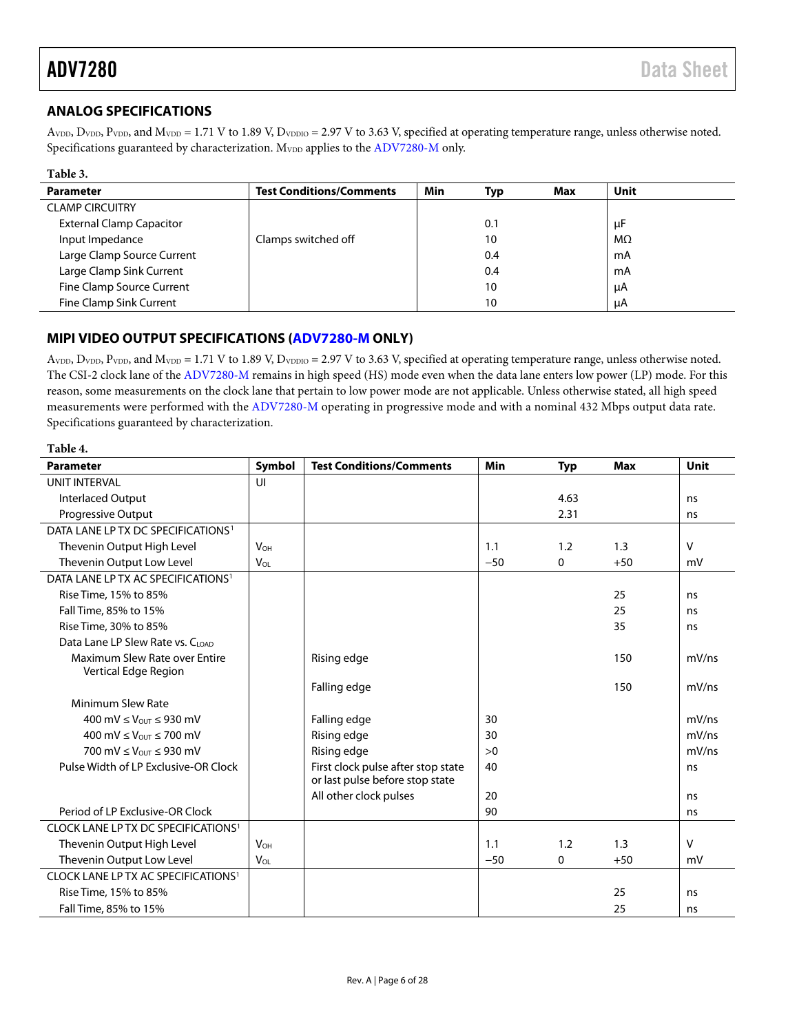## ANALOG SPECIFICATIONS

$A_{VDD}$, $D_{VDD}$, $P_{VDD}$, and $M_{VDD}$ = 1.71 V to 1.89 V, $D_{VDDIO}$ = 2.97 V to 3.63 V, specified at operating temperature range, unless otherwise noted. Specifications guaranteed by characterization. $M_{VDD}$ applies to the ADV7280-M only.

**Table 3.**

| Parameter | Test Conditions/Comments | Min | Typ | Max | Unit |
|---|---|---|---|---|---|
| CLAMP CIRCUITRY | | | | | |
| External Clamp Capacitor | | | 0.1 | | μF |
| Input Impedance | Clamps switched off | | 10 | | MΩ |
| Large Clamp Source Current | | | 0.4 | | mA |
| Large Clamp Sink Current | | | 0.4 | | mA |
| Fine Clamp Source Current | | | 10 | | μA |
| Fine Clamp Sink Current | | | 10 | | μA |

## MIPI VIDEO OUTPUT SPECIFICATIONS (ADV7280-M ONLY)

$A_{VDD}$, $D_{VDD}$, $P_{VDD}$, and $M_{VDD}$ = 1.71 V to 1.89 V, $D_{VDDIO}$ = 2.97 V to 3.63 V, specified at operating temperature range, unless otherwise noted. The CSI-2 clock lane of the ADV7280-M remains in high speed (HS) mode even when the data lane enters low power (LP) mode. For this reason, some measurements on the clock lane that pertain to low power mode are not applicable. Unless otherwise stated, all high speed measurements were performed with the ADV7280-M operating in progressive mode and with a nominal 432 Mbps output data rate. Specifications guaranteed by characterization.

**Table 4.**

| Parameter | Symbol | Test Conditions/Comments | Min | Typ | Max | Unit |
|---|---|---|---|---|---|---|
| UNIT INTERVAL | UI | | | | | |
| Interlaced Output | | | | 4.63 | | ns |
| Progressive Output | | | | 2.31 | | ns |
| DATA LANE LP TX DC SPECIFICATIONS[1] | | | | | | |
| Thevenin Output High Level | $V_{OH}$ | | 1.1 | 1.2 | 1.3 | V |
| Thevenin Output Low Level | $V_{OL}$ | | −50 | 0 | +50 | mV |
| DATA LANE LP TX AC SPECIFICATIONS[1] | | | | | | |
| Rise Time, 15% to 85% | | | | | 25 | ns |
| Fall Time, 85% to 15% | | | | | 25 | ns |
| Rise Time, 30% to 85% | | | | | 35 | ns |
| Data Lane LP Slew Rate vs. $C_{LOAD}$ | | | | | | |
| Maximum Slew Rate over Entire Vertical Edge Region | | Rising edge | | | 150 | mV/ns |
| | | Falling edge | | | 150 | mV/ns |
| Minimum Slew Rate | | | | | | |
| 400 mV ≤ $V_{OUT}$ ≤ 930 mV | | Falling edge | 30 | | | mV/ns |
| 400 mV ≤ $V_{OUT}$ ≤ 700 mV | | Rising edge | 30 | | | mV/ns |
| 700 mV ≤ $V_{OUT}$ ≤ 930 mV | | Rising edge | >0 | | | mV/ns |
| Pulse Width of LP Exclusive-OR Clock | | First clock pulse after stop state or last pulse before stop state | 40 | | | ns |
| | | All other clock pulses | 20 | | | ns |
| Period of LP Exclusive-OR Clock | | | 90 | | | ns |
| CLOCK LANE LP TX DC SPECIFICATIONS[1] | | | | | | |
| Thevenin Output High Level | $V_{OH}$ | | 1.1 | 1.2 | 1.3 | V |
| Thevenin Output Low Level | $V_{OL}$ | | −50 | 0 | +50 | mV |
| CLOCK LANE LP TX AC SPECIFICATIONS[1] | | | | | | |
| Rise Time, 15% to 85% | | | | | 25 | ns |
| Fall Time, 85% to 15% | | | | | 25 | ns |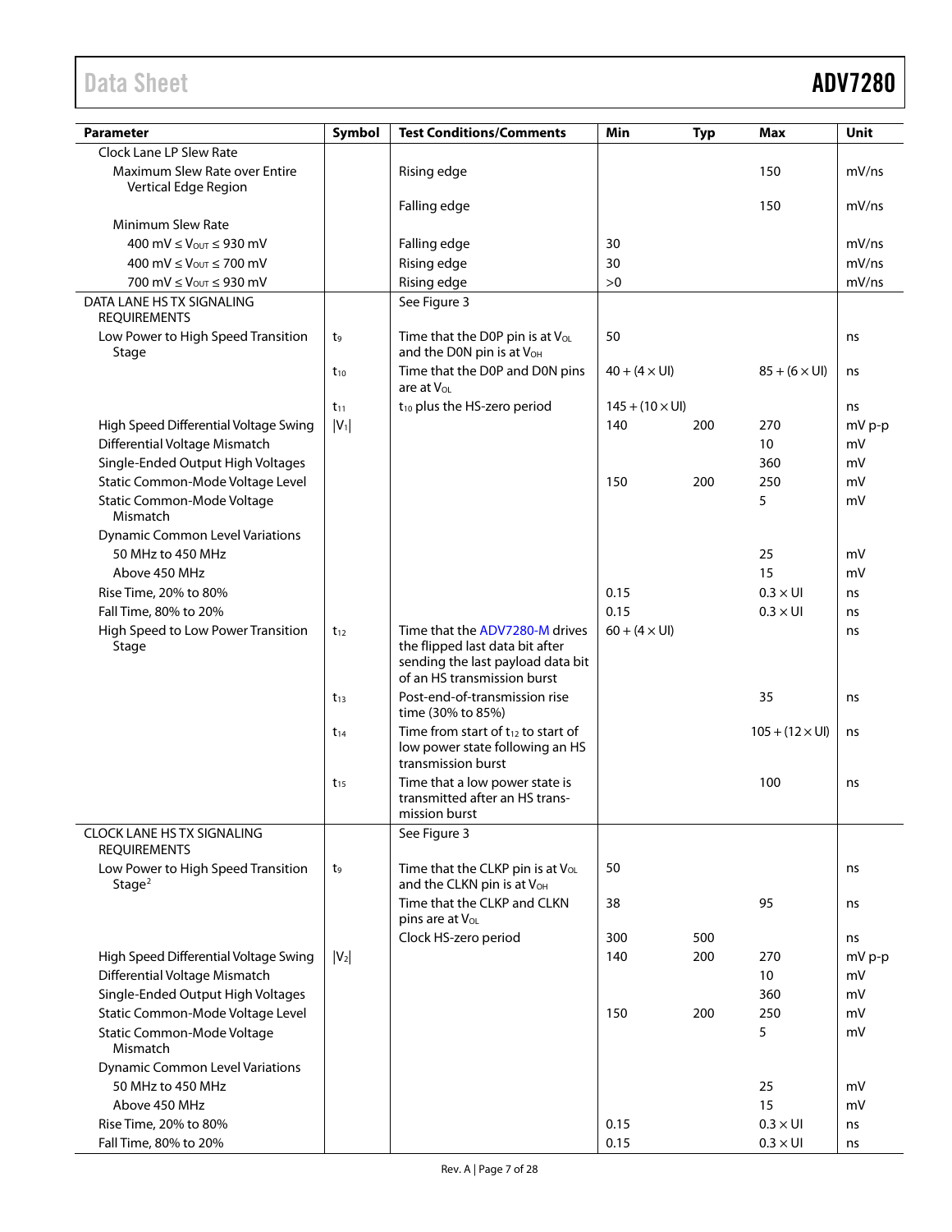| Parameter | Symbol | Test Conditions/Comments | Min | Typ | Max | Unit |
|---|---|---|---|---|---|---|
| Clock Lane LP Slew Rate | | | | | | |
| Maximum Slew Rate over Entire Vertical Edge Region | | Rising edge | | | 150 | mV/ns |
| | | Falling edge | | | 150 | mV/ns |
| Minimum Slew Rate | | | | | | |
| 400 mV ≤ $V_{OUT}$ ≤ 930 mV | | Falling edge | 30 | | | mV/ns |
| 400 mV ≤ $V_{OUT}$ ≤ 700 mV | | Rising edge | 30 | | | mV/ns |
| 700 mV ≤ $V_{OUT}$ ≤ 930 mV | | Rising edge | >0 | | | mV/ns |
| DATA LANE HS TX SIGNALING REQUIREMENTS | | See Figure 3 | | | | |
| Low Power to High Speed Transition Stage | $t_9$ | Time that the D0P pin is at $V_{OL}$ and the D0N pin is at $V_{OH}$ | 50 | | | ns |
| | $t_{10}$ | Time that the D0P and D0N pins are at $V_{OL}$ | 40 + (4 × UI) | | 85 + (6 × UI) | ns |
| | $t_{11}$ | $t_{10}$ plus the HS-zero period | 145 + (10 × UI) | | | ns |
| High Speed Differential Voltage Swing | $\|V_1\|$ | | 140 | 200 | 270 | mV p-p |
| Differential Voltage Mismatch | | | | | 10 | mV |
| Single-Ended Output High Voltages | | | | | 360 | mV |
| Static Common-Mode Voltage Level | | | 150 | 200 | 250 | mV |
| Static Common-Mode Voltage Mismatch | | | | | 5 | mV |
| Dynamic Common Level Variations | | | | | | |
| 50 MHz to 450 MHz | | | | | 25 | mV |
| Above 450 MHz | | | | | 15 | mV |
| Rise Time, 20% to 80% | | | 0.15 | | 0.3 × UI | ns |
| Fall Time, 80% to 20% | | | 0.15 | | 0.3 × UI | ns |
| High Speed to Low Power Transition Stage | $t_{12}$ | Time that the ADV7280-M drives the flipped last data bit after sending the last payload data bit of an HS transmission burst | 60 + (4 × UI) | | | ns |
| | $t_{13}$ | Post-end-of-transmission rise time (30% to 85%) | | | 35 | ns |
| | $t_{14}$ | Time from start of $t_{12}$ to start of low power state following an HS transmission burst | | | 105 + (12 × UI) | ns |
| | $t_{15}$ | Time that a low power state is transmitted after an HS transmission burst | | | 100 | ns |
| CLOCK LANE HS TX SIGNALING REQUIREMENTS | | See Figure 3 | | | | |
| Low Power to High Speed Transition Stage[2] | $t_9$ | Time that the CLKP pin is at $V_{OL}$ and the CLKN pin is at $V_{OH}$ | 50 | | | ns |
| | | Time that the CLKP and CLKN pins are at $V_{OL}$ | 38 | | 95 | ns |
| | | Clock HS-zero period | 300 | 500 | | ns |
| High Speed Differential Voltage Swing | $\|V_2\|$ | | 140 | 200 | 270 | mV p-p |
| Differential Voltage Mismatch | | | | | 10 | mV |
| Single-Ended Output High Voltages | | | | | 360 | mV |
| Static Common-Mode Voltage Level | | | 150 | 200 | 250 | mV |
| Static Common-Mode Voltage Mismatch | | | | | 5 | mV |
| Dynamic Common Level Variations | | | | | | |
| 50 MHz to 450 MHz | | | | | 25 | mV |
| Above 450 MHz | | | | | 15 | mV |
| Rise Time, 20% to 80% | | | 0.15 | | 0.3 × UI | ns |
| Fall Time, 80% to 20% | | | 0.15 | | 0.3 × UI | ns |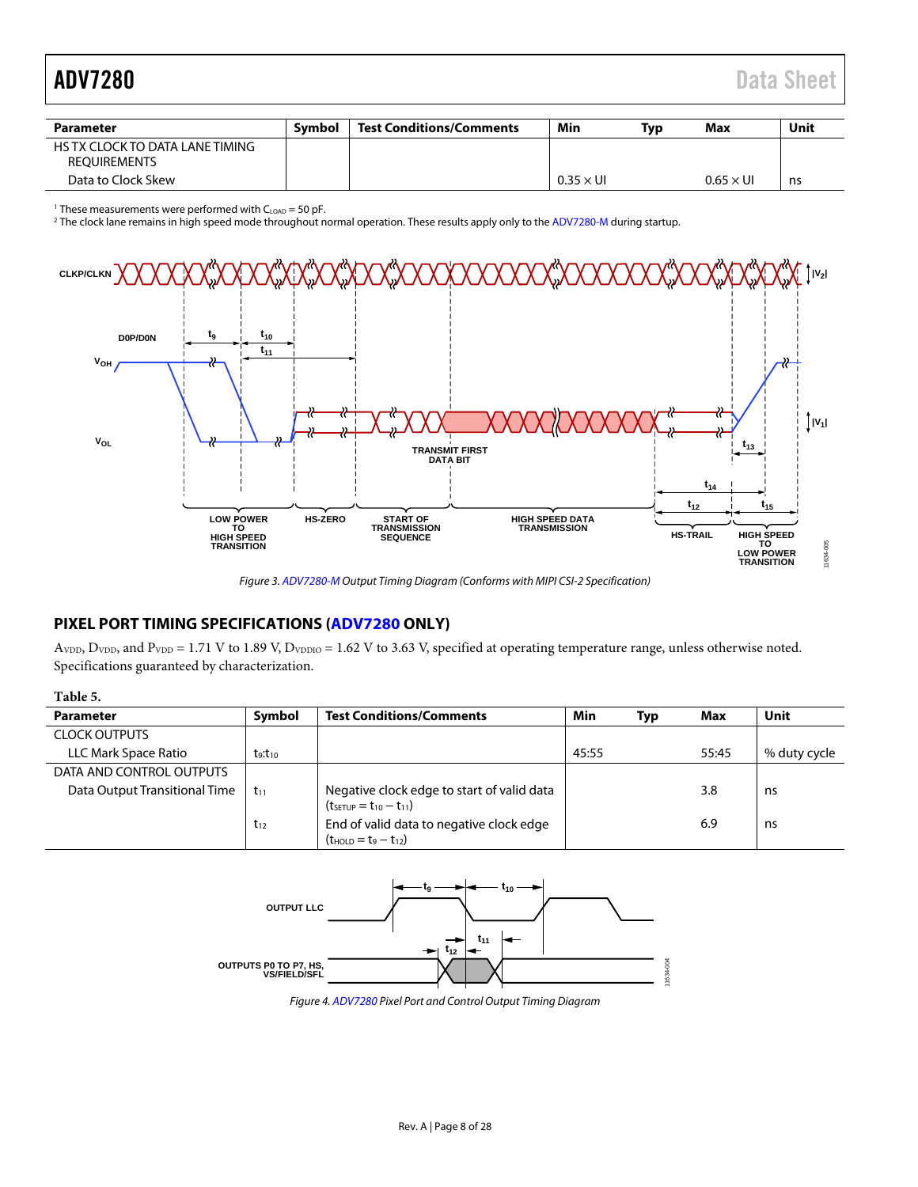| Parameter | Symbol | Test Conditions/Comments | Min | Typ | Max | Unit |
|---|---|---|---|---|---|---|
| HS TX CLOCK TO DATA LANE TIMING REQUIREMENTS | | | | | | |
| Data to Clock Skew | | | 0.35 × UI | | 0.65 × UI | ns |

[1] These measurements were performed with $C_{LOAD}$ = 50 pF.
[2] The clock lane remains in high speed mode throughout normal operation. These results apply only to the ADV7280-M during startup.

*Figure 3. ADV7280-M Output Timing Diagram (Conforms with MIPI CSI-2 Specification)*

## PIXEL PORT TIMING SPECIFICATIONS (ADV7280 ONLY)

$A_{VDD}$, $D_{VDD}$, and $P_{VDD}$ = 1.71 V to 1.89 V, $D_{VDDIO}$ = 1.62 V to 3.63 V, specified at operating temperature range, unless otherwise noted. Specifications guaranteed by characterization.

**Table 5.**

| Parameter | Symbol | Test Conditions/Comments | Min | Typ | Max | Unit |
|---|---|---|---|---|---|---|
| CLOCK OUTPUTS | | | | | | |
| LLC Mark Space Ratio | $t_9$:$t_{10}$ | | 45:55 | | 55:45 | % duty cycle |
| DATA AND CONTROL OUTPUTS | | | | | | |
| Data Output Transitional Time | $t_{11}$ | Negative clock edge to start of valid data ($t_{SETUP} = t_{10} - t_{11}$) | | | 3.8 | ns |
| | $t_{12}$ | End of valid data to negative clock edge ($t_{HOLD} = t_9 - t_{12}$) | | | 6.9 | ns |

*Figure 4. ADV7280 Pixel Port and Control Output Timing Diagram*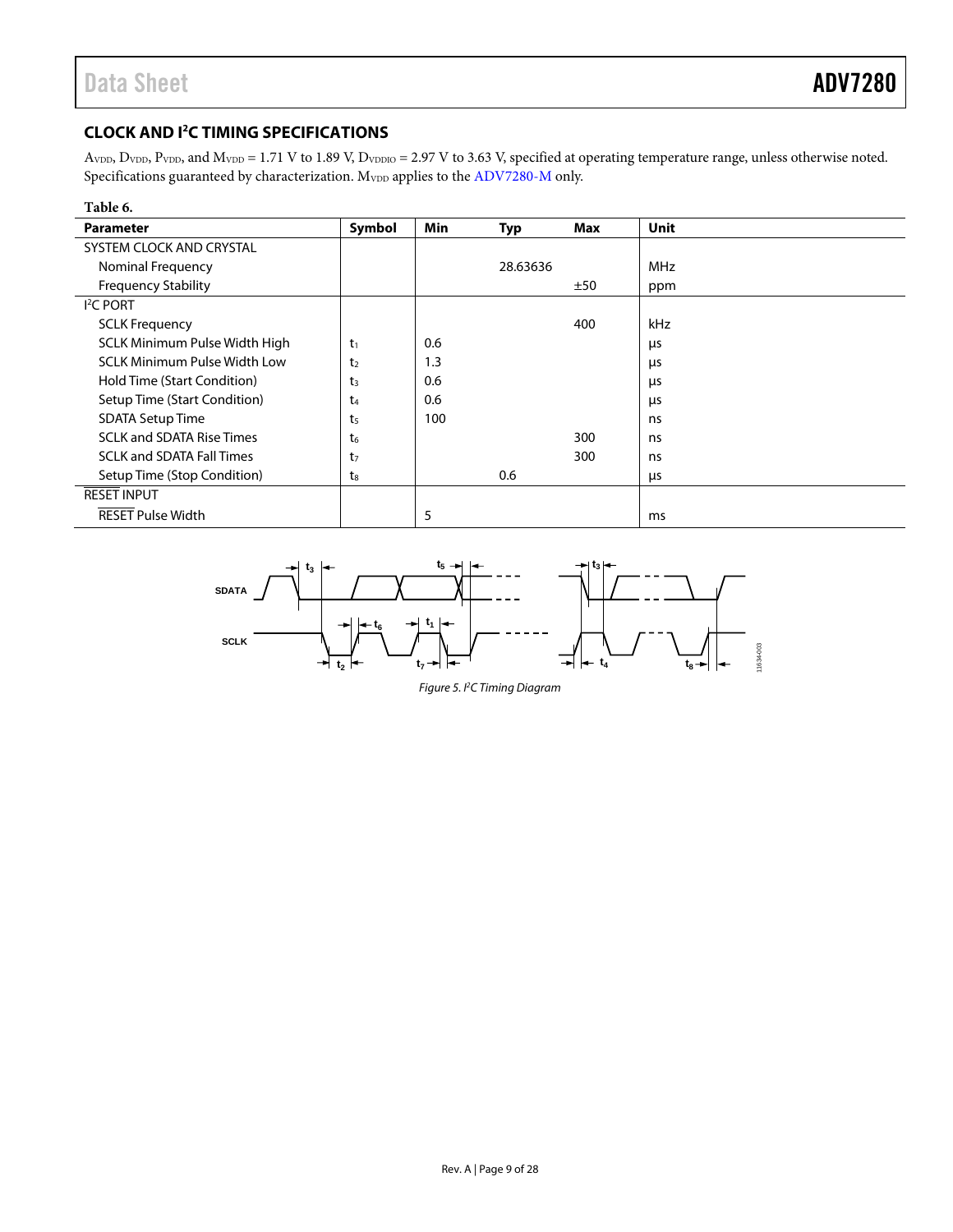## CLOCK AND I²C TIMING SPECIFICATIONS

$A_{VDD}$, $D_{VDD}$, $P_{VDD}$, and $M_{VDD}$ = 1.71 V to 1.89 V, $D_{VDDIO}$ = 2.97 V to 3.63 V, specified at operating temperature range, unless otherwise noted. Specifications guaranteed by characterization. $M_{VDD}$ applies to the ADV7280-M only.

**Table 6.**

| Parameter | Symbol | Min | Typ | Max | Unit |
|---|---|---|---|---|---|
| SYSTEM CLOCK AND CRYSTAL | | | | | |
| Nominal Frequency | | | 28.63636 | | MHz |
| Frequency Stability | | | | ±50 | ppm |
| I²C PORT | | | | | |
| SCLK Frequency | | | | 400 | kHz |
| SCLK Minimum Pulse Width High | $t_1$ | 0.6 | | | μs |
| SCLK Minimum Pulse Width Low | $t_2$ | 1.3 | | | μs |
| Hold Time (Start Condition) | $t_3$ | 0.6 | | | μs |
| Setup Time (Start Condition) | $t_4$ | 0.6 | | | μs |
| SDATA Setup Time | $t_5$ | 100 | | | ns |
| SCLK and SDATA Rise Times | $t_6$ | | | 300 | ns |
| SCLK and SDATA Fall Times | $t_7$ | | | 300 | ns |
| Setup Time (Stop Condition) | $t_8$ | | 0.6 | | μs |
| RESET INPUT | | | | | |
| RESET Pulse Width | | 5 | | | ms |

*Figure 5. I²C Timing Diagram*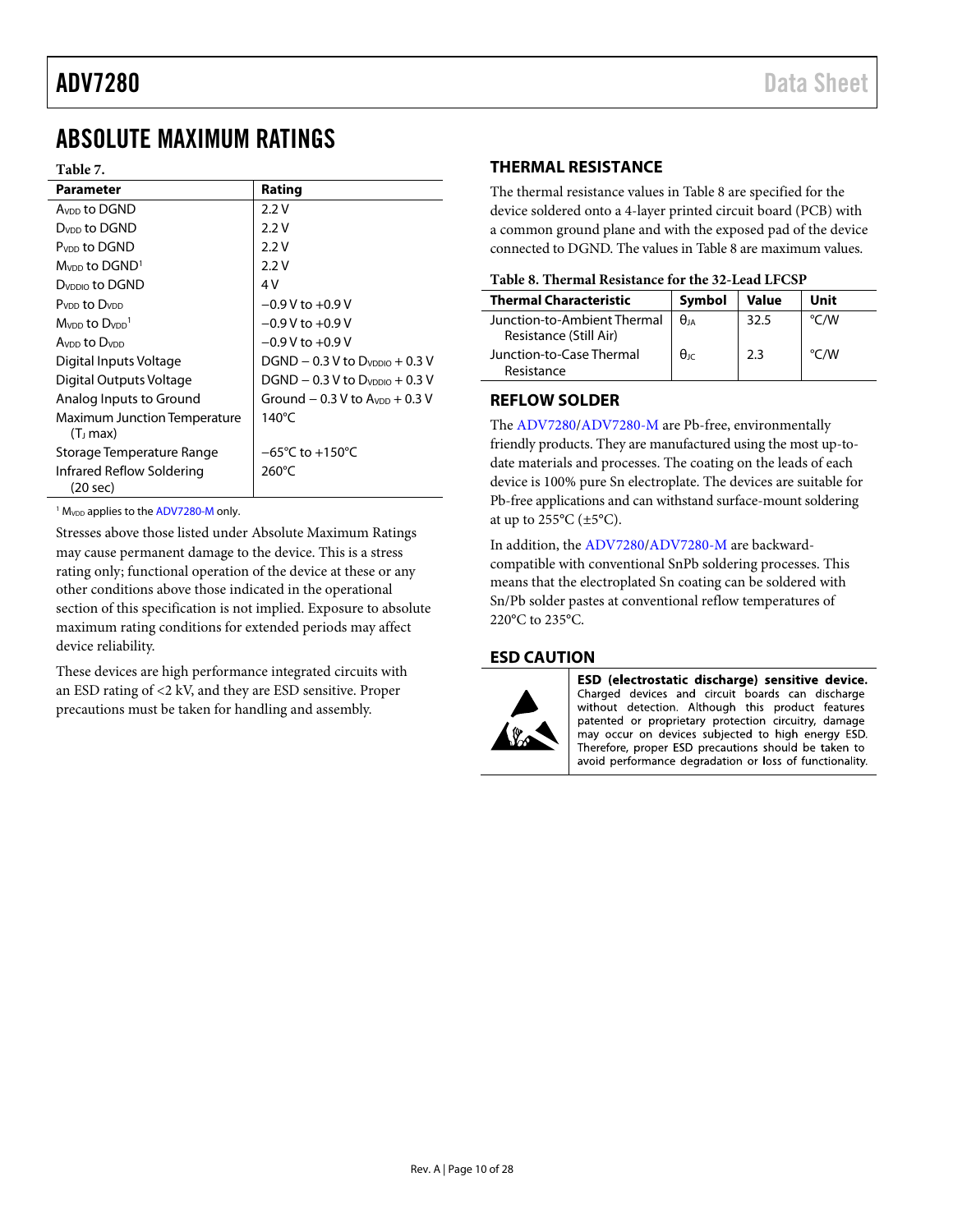# ABSOLUTE MAXIMUM RATINGS

**Table 7.**

| Parameter | Rating |
|---|---|
| $A_{VDD}$ to DGND | 2.2 V |
| $D_{VDD}$ to DGND | 2.2 V |
| $P_{VDD}$ to DGND | 2.2 V |
| $M_{VDD}$ to DGND[1] | 2.2 V |
| $D_{VDDIO}$ to DGND | 4 V |
| $P_{VDD}$ to $D_{VDD}$ | −0.9 V to +0.9 V |
| $M_{VDD}$ to $D_{VDD}$[1] | −0.9 V to +0.9 V |
| $A_{VDD}$ to $D_{VDD}$ | −0.9 V to +0.9 V |
| Digital Inputs Voltage | DGND − 0.3 V to $D_{VDDIO}$ + 0.3 V |
| Digital Outputs Voltage | DGND − 0.3 V to $D_{VDDIO}$ + 0.3 V |
| Analog Inputs to Ground | Ground − 0.3 V to $A_{VDD}$ + 0.3 V |
| Maximum Junction Temperature ($T_J$ max) | 140°C |
| Storage Temperature Range | −65°C to +150°C |
| Infrared Reflow Soldering (20 sec) | 260°C |

[1] $M_{VDD}$ applies to the ADV7280-M only.

Stresses above those listed under Absolute Maximum Ratings may cause permanent damage to the device. This is a stress rating only; functional operation of the device at these or any other conditions above those indicated in the operational section of this specification is not implied. Exposure to absolute maximum rating conditions for extended periods may affect device reliability.

These devices are high performance integrated circuits with an ESD rating of <2 kV, and they are ESD sensitive. Proper precautions must be taken for handling and assembly.

## THERMAL RESISTANCE

The thermal resistance values in Table 8 are specified for the device soldered onto a 4-layer printed circuit board (PCB) with a common ground plane and with the exposed pad of the device connected to DGND. The values in Table 8 are maximum values.

**Table 8. Thermal Resistance for the 32-Lead LFCSP**

| Thermal Characteristic | Symbol | Value | Unit |
|---|---|---|---|
| Junction-to-Ambient Thermal Resistance (Still Air) | $\theta_{JA}$ | 32.5 | °C/W |
| Junction-to-Case Thermal Resistance | $\theta_{JC}$ | 2.3 | °C/W |

## REFLOW SOLDER

The ADV7280/ADV7280-M are Pb-free, environmentally friendly products. They are manufactured using the most up-to-date materials and processes. The coating on the leads of each device is 100% pure Sn electroplate. The devices are suitable for Pb-free applications and can withstand surface-mount soldering at up to 255°C (±5°C).

In addition, the ADV7280/ADV7280-M are backward-compatible with conventional SnPb soldering processes. This means that the electroplated Sn coating can be soldered with Sn/Pb solder pastes at conventional reflow temperatures of 220°C to 235°C.

## ESD CAUTION

**ESD (electrostatic discharge) sensitive device.** Charged devices and circuit boards can discharge without detection. Although this product features patented or proprietary protection circuitry, damage may occur on devices subjected to high energy ESD. Therefore, proper ESD precautions should be taken to avoid performance degradation or loss of functionality.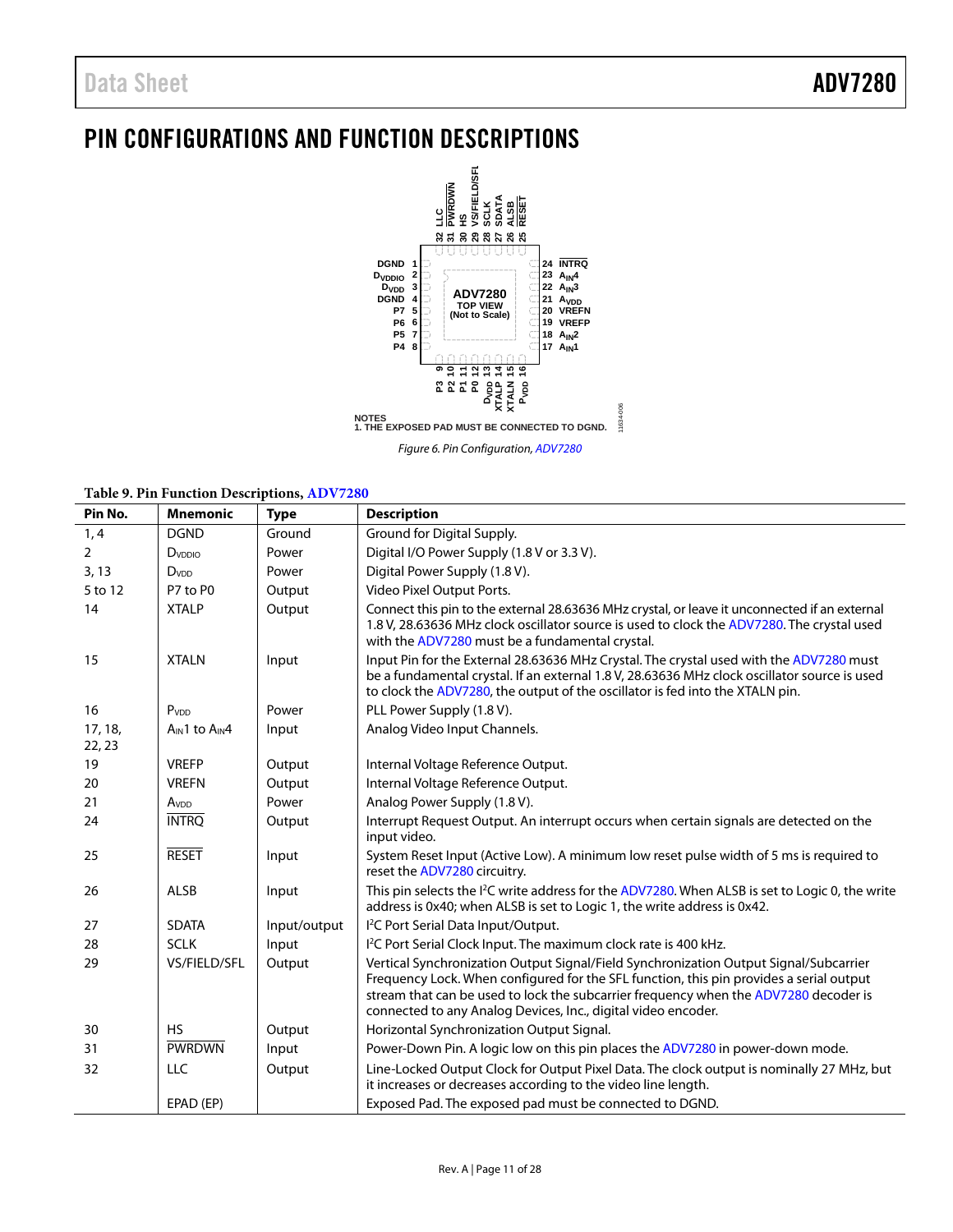# PIN CONFIGURATIONS AND FUNCTION DESCRIPTIONS

NOTES
1. THE EXPOSED PAD MUST BE CONNECTED TO DGND.

*Figure 6. Pin Configuration, ADV7280*

**Table 9. Pin Function Descriptions, ADV7280**

| Pin No. | Mnemonic | Type | Description |
|---|---|---|---|
| 1, 4 | DGND | Ground | Ground for Digital Supply. |
| 2 | $D_{VDDIO}$ | Power | Digital I/O Power Supply (1.8 V or 3.3 V). |
| 3, 13 | $D_{VDD}$ | Power | Digital Power Supply (1.8 V). |
| 5 to 12 | P7 to P0 | Output | Video Pixel Output Ports. |
| 14 | XTALP | Output | Connect this pin to the external 28.63636 MHz crystal, or leave it unconnected if an external 1.8 V, 28.63636 MHz clock oscillator source is used to clock the ADV7280. The crystal used with the ADV7280 must be a fundamental crystal. |
| 15 | XTALN | Input | Input Pin for the External 28.63636 MHz Crystal. The crystal used with the ADV7280 must be a fundamental crystal. If an external 1.8 V, 28.63636 MHz clock oscillator source is used to clock the ADV7280, the output of the oscillator is fed into the XTALN pin. |
| 16 | $P_{VDD}$ | Power | PLL Power Supply (1.8 V). |
| 17, 18, 22, 23 | $A_{IN}1$ to $A_{IN}4$ | Input | Analog Video Input Channels. |
| 19 | VREFP | Output | Internal Voltage Reference Output. |
| 20 | VREFN | Output | Internal Voltage Reference Output. |
| 21 | $A_{VDD}$ | Power | Analog Power Supply (1.8 V). |
| 24 | $\overline{\text{INTRQ}}$ | Output | Interrupt Request Output. An interrupt occurs when certain signals are detected on the input video. |
| 25 | $\overline{\text{RESET}}$ | Input | System Reset Input (Active Low). A minimum low reset pulse width of 5 ms is required to reset the ADV7280 circuitry. |
| 26 | ALSB | Input | This pin selects the I²C write address for the ADV7280. When ALSB is set to Logic 0, the write address is 0x40; when ALSB is set to Logic 1, the write address is 0x42. |
| 27 | SDATA | Input/output | I²C Port Serial Data Input/Output. |
| 28 | SCLK | Input | I²C Port Serial Clock Input. The maximum clock rate is 400 kHz. |
| 29 | VS/FIELD/SFL | Output | Vertical Synchronization Output Signal/Field Synchronization Output Signal/Subcarrier Frequency Lock. When configured for the SFL function, this pin provides a serial output stream that can be used to lock the subcarrier frequency when the ADV7280 decoder is connected to any Analog Devices, Inc., digital video encoder. |
| 30 | HS | Output | Horizontal Synchronization Output Signal. |
| 31 | $\overline{\text{PWRDWN}}$ | Input | Power-Down Pin. A logic low on this pin places the ADV7280 in power-down mode. |
| 32 | LLC | Output | Line-Locked Output Clock for Output Pixel Data. The clock output is nominally 27 MHz, but it increases or decreases according to the video line length. |
| | EPAD (EP) | | Exposed Pad. The exposed pad must be connected to DGND. |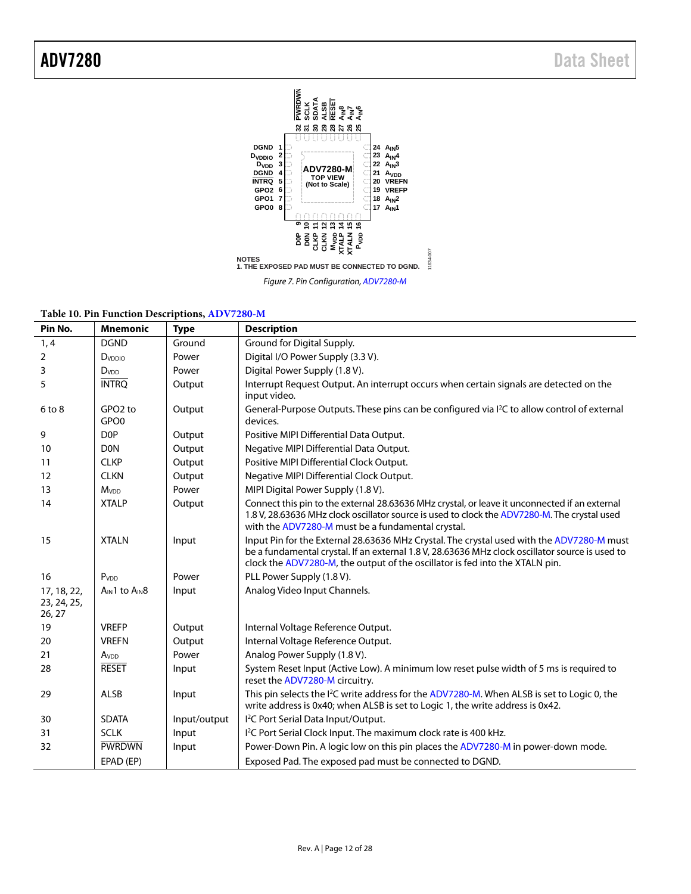NOTES
1. THE EXPOSED PAD MUST BE CONNECTED TO DGND.

*Figure 7. Pin Configuration, ADV7280-M*

**Table 10. Pin Function Descriptions, ADV7280-M**

| Pin No. | Mnemonic | Type | Description |
|---|---|---|---|
| 1, 4 | DGND | Ground | Ground for Digital Supply. |
| 2 | $D_{VDDIO}$ | Power | Digital I/O Power Supply (3.3 V). |
| 3 | $D_{VDD}$ | Power | Digital Power Supply (1.8 V). |
| 5 | $\overline{\text{INTRQ}}$ | Output | Interrupt Request Output. An interrupt occurs when certain signals are detected on the input video. |
| 6 to 8 | GPO2 to GPO0 | Output | General-Purpose Outputs. These pins can be configured via I²C to allow control of external devices. |
| 9 | D0P | Output | Positive MIPI Differential Data Output. |
| 10 | D0N | Output | Negative MIPI Differential Data Output. |
| 11 | CLKP | Output | Positive MIPI Differential Clock Output. |
| 12 | CLKN | Output | Negative MIPI Differential Clock Output. |
| 13 | $M_{VDD}$ | Power | MIPI Digital Power Supply (1.8 V). |
| 14 | XTALP | Output | Connect this pin to the external 28.63636 MHz crystal, or leave it unconnected if an external 1.8 V, 28.63636 MHz clock oscillator source is used to clock the ADV7280-M. The crystal used with the ADV7280-M must be a fundamental crystal. |
| 15 | XTALN | Input | Input Pin for the External 28.63636 MHz Crystal. The crystal used with the ADV7280-M must be a fundamental crystal. If an external 1.8 V, 28.63636 MHz clock oscillator source is used to clock the ADV7280-M, the output of the oscillator is fed into the XTALN pin. |
| 16 | $P_{VDD}$ | Power | PLL Power Supply (1.8 V). |
| 17, 18, 22, 23, 24, 25, 26, 27 | $A_{IN}1$ to $A_{IN}8$ | Input | Analog Video Input Channels. |
| 19 | VREFP | Output | Internal Voltage Reference Output. |
| 20 | VREFN | Output | Internal Voltage Reference Output. |
| 21 | $A_{VDD}$ | Power | Analog Power Supply (1.8 V). |
| 28 | $\overline{\text{RESET}}$ | Input | System Reset Input (Active Low). A minimum low reset pulse width of 5 ms is required to reset the ADV7280-M circuitry. |
| 29 | ALSB | Input | This pin selects the I²C write address for the ADV7280-M. When ALSB is set to Logic 0, the write address is 0x40; when ALSB is set to Logic 1, the write address is 0x42. |
| 30 | SDATA | Input/output | I²C Port Serial Data Input/Output. |
| 31 | SCLK | Input | I²C Port Serial Clock Input. The maximum clock rate is 400 kHz. |
| 32 | $\overline{\text{PWRDWN}}$ | Input | Power-Down Pin. A logic low on this pin places the ADV7280-M in power-down mode. |
| | EPAD (EP) | | Exposed Pad. The exposed pad must be connected to DGND. |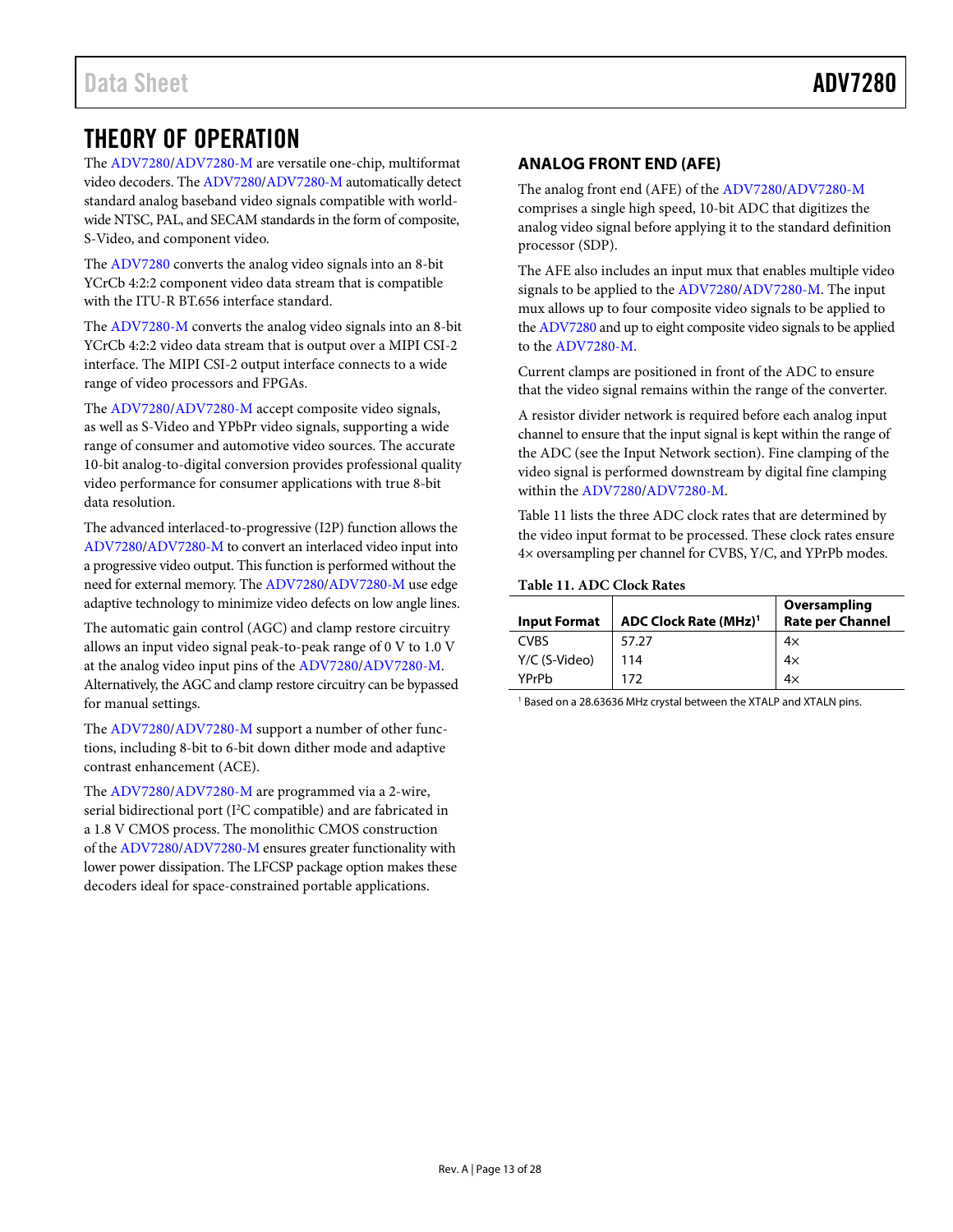# THEORY OF OPERATION

The ADV7280/ADV7280-M are versatile one-chip, multiformat video decoders. The ADV7280/ADV7280-M automatically detect standard analog baseband video signals compatible with worldwide NTSC, PAL, and SECAM standards in the form of composite, S-Video, and component video.

The ADV7280 converts the analog video signals into an 8-bit YCrCb 4:2:2 component video data stream that is compatible with the ITU-R BT.656 interface standard.

The ADV7280-M converts the analog video signals into an 8-bit YCrCb 4:2:2 video data stream that is output over a MIPI CSI-2 interface. The MIPI CSI-2 output interface connects to a wide range of video processors and FPGAs.

The ADV7280/ADV7280-M accept composite video signals, as well as S-Video and YPbPr video signals, supporting a wide range of consumer and automotive video sources. The accurate 10-bit analog-to-digital conversion provides professional quality video performance for consumer applications with true 8-bit data resolution.

The advanced interlaced-to-progressive (I2P) function allows the ADV7280/ADV7280-M to convert an interlaced video input into a progressive video output. This function is performed without the need for external memory. The ADV7280/ADV7280-M use edge adaptive technology to minimize video defects on low angle lines.

The automatic gain control (AGC) and clamp restore circuitry allows an input video signal peak-to-peak range of 0 V to 1.0 V at the analog video input pins of the ADV7280/ADV7280-M. Alternatively, the AGC and clamp restore circuitry can be bypassed for manual settings.

The ADV7280/ADV7280-M support a number of other functions, including 8-bit to 6-bit down dither mode and adaptive contrast enhancement (ACE).

The ADV7280/ADV7280-M are programmed via a 2-wire, serial bidirectional port (I$^2$C compatible) and are fabricated in a 1.8 V CMOS process. The monolithic CMOS construction of the ADV7280/ADV7280-M ensures greater functionality with lower power dissipation. The LFCSP package option makes these decoders ideal for space-constrained portable applications.

## ANALOG FRONT END (AFE)

The analog front end (AFE) of the ADV7280/ADV7280-M comprises a single high speed, 10-bit ADC that digitizes the analog video signal before applying it to the standard definition processor (SDP).

The AFE also includes an input mux that enables multiple video signals to be applied to the ADV7280/ADV7280-M. The input mux allows up to four composite video signals to be applied to the ADV7280 and up to eight composite video signals to be applied to the ADV7280-M.

Current clamps are positioned in front of the ADC to ensure that the video signal remains within the range of the converter.

A resistor divider network is required before each analog input channel to ensure that the input signal is kept within the range of the ADC (see the Input Network section). Fine clamping of the video signal is performed downstream by digital fine clamping within the ADV7280/ADV7280-M.

Table 11 lists the three ADC clock rates that are determined by the video input format to be processed. These clock rates ensure 4× oversampling per channel for CVBS, Y/C, and YPrPb modes.

**Table 11. ADC Clock Rates**

| Input Format | ADC Clock Rate (MHz)[1] | Oversampling Rate per Channel |
|---|---|---|
| CVBS | 57.27 | 4× |
| Y/C (S-Video) | 114 | 4× |
| YPrPb | 172 | 4× |

[1] Based on a 28.63636 MHz crystal between the XTALP and XTALN pins.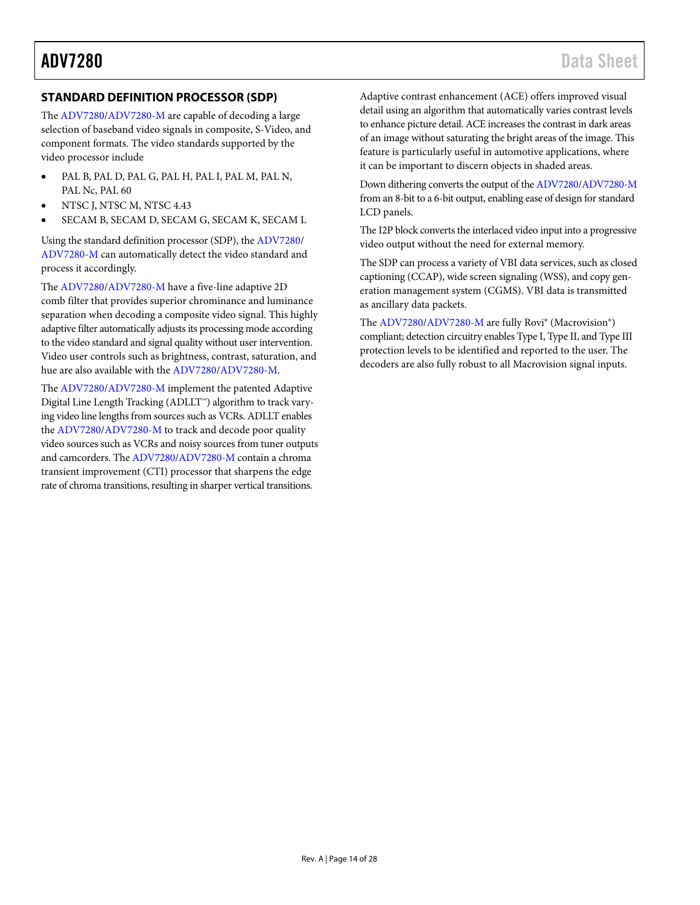## STANDARD DEFINITION PROCESSOR (SDP)

The ADV7280/ADV7280-M are capable of decoding a large selection of baseband video signals in composite, S-Video, and component formats. The video standards supported by the video processor include

- PAL B, PAL D, PAL G, PAL H, PAL I, PAL M, PAL N, PAL Nc, PAL 60
- NTSC J, NTSC M, NTSC 4.43
- SECAM B, SECAM D, SECAM G, SECAM K, SECAM L

Using the standard definition processor (SDP), the ADV7280/ADV7280-M can automatically detect the video standard and process it accordingly.

The ADV7280/ADV7280-M have a five-line adaptive 2D comb filter that provides superior chrominance and luminance separation when decoding a composite video signal. This highly adaptive filter automatically adjusts its processing mode according to the video standard and signal quality without user intervention. Video user controls such as brightness, contrast, saturation, and hue are also available with the ADV7280/ADV7280-M.

The ADV7280/ADV7280-M implement the patented Adaptive Digital Line Length Tracking (ADLLT™) algorithm to track varying video line lengths from sources such as VCRs. ADLLT enables the ADV7280/ADV7280-M to track and decode poor quality video sources such as VCRs and noisy sources from tuner outputs and camcorders. The ADV7280/ADV7280-M contain a chroma transient improvement (CTI) processor that sharpens the edge rate of chroma transitions, resulting in sharper vertical transitions.

Adaptive contrast enhancement (ACE) offers improved visual detail using an algorithm that automatically varies contrast levels to enhance picture detail. ACE increases the contrast in dark areas of an image without saturating the bright areas of the image. This feature is particularly useful in automotive applications, where it can be important to discern objects in shaded areas.

Down dithering converts the output of the ADV7280/ADV7280-M from an 8-bit to a 6-bit output, enabling ease of design for standard LCD panels.

The I2P block converts the interlaced video input into a progressive video output without the need for external memory.

The SDP can process a variety of VBI data services, such as closed captioning (CCAP), wide screen signaling (WSS), and copy generation management system (CGMS). VBI data is transmitted as ancillary data packets.

The ADV7280/ADV7280-M are fully Rovi® (Macrovision®) compliant; detection circuitry enables Type I, Type II, and Type III protection levels to be identified and reported to the user. The decoders are also fully robust to all Macrovision signal inputs.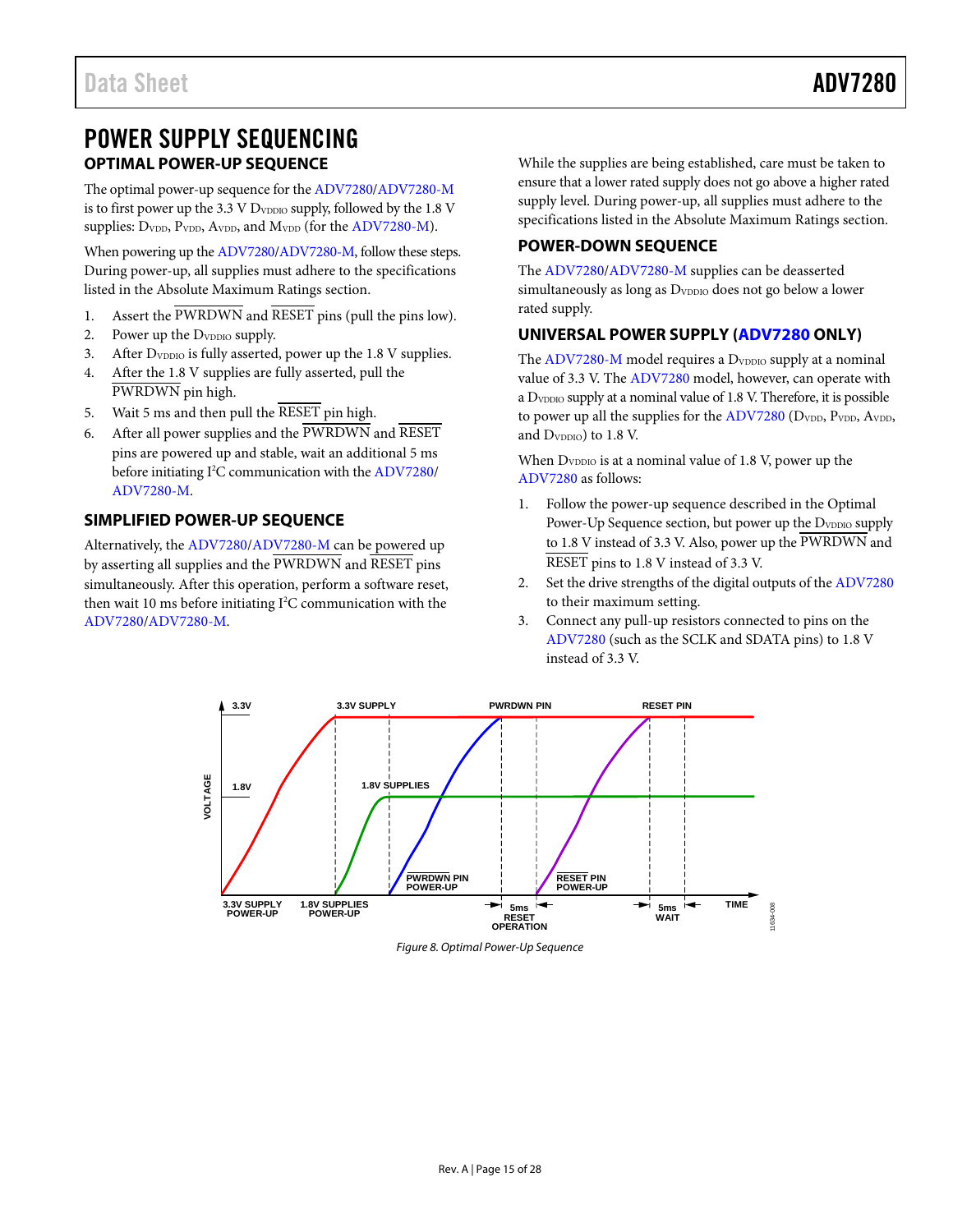# POWER SUPPLY SEQUENCING

## OPTIMAL POWER-UP SEQUENCE

The optimal power-up sequence for the ADV7280/ADV7280-M is to first power up the 3.3 V $D_{VDDIO}$ supply, followed by the 1.8 V supplies: $D_{VDD}$, $P_{VDD}$, $A_{VDD}$, and $M_{VDD}$ (for the ADV7280-M).

When powering up the ADV7280/ADV7280-M, follow these steps. During power-up, all supplies must adhere to the specifications listed in the Absolute Maximum Ratings section.

1. Assert the PWRDWN and RESET pins (pull the pins low).
2. Power up the $D_{VDDIO}$ supply.
3. After $D_{VDDIO}$ is fully asserted, power up the 1.8 V supplies.
4. After the 1.8 V supplies are fully asserted, pull the PWRDWN pin high.
5. Wait 5 ms and then pull the RESET pin high.
6. After all power supplies and the PWRDWN and RESET pins are powered up and stable, wait an additional 5 ms before initiating I²C communication with the ADV7280/ADV7280-M.

## SIMPLIFIED POWER-UP SEQUENCE

Alternatively, the ADV7280/ADV7280-M can be powered up by asserting all supplies and the PWRDWN and RESET pins simultaneously. After this operation, perform a software reset, then wait 10 ms before initiating I²C communication with the ADV7280/ADV7280-M.

While the supplies are being established, care must be taken to ensure that a lower rated supply does not go above a higher rated supply level. During power-up, all supplies must adhere to the specifications listed in the Absolute Maximum Ratings section.

## POWER-DOWN SEQUENCE

The ADV7280/ADV7280-M supplies can be deasserted simultaneously as long as $D_{VDDIO}$ does not go below a lower rated supply.

## UNIVERSAL POWER SUPPLY (ADV7280 ONLY)

The ADV7280-M model requires a $D_{VDDIO}$ supply at a nominal value of 3.3 V. The ADV7280 model, however, can operate with a $D_{VDDIO}$ supply at a nominal value of 1.8 V. Therefore, it is possible to power up all the supplies for the ADV7280 ($D_{VDD}$, $P_{VDD}$, $A_{VDD}$, and $D_{VDDIO}$) to 1.8 V.

When $D_{VDDIO}$ is at a nominal value of 1.8 V, power up the ADV7280 as follows:

1. Follow the power-up sequence described in the Optimal Power-Up Sequence section, but power up the $D_{VDDIO}$ supply to 1.8 V instead of 3.3 V. Also, power up the PWRDWN and RESET pins to 1.8 V instead of 3.3 V.
2. Set the drive strengths of the digital outputs of the ADV7280 to their maximum setting.
3. Connect any pull-up resistors connected to pins on the ADV7280 (such as the SCLK and SDATA pins) to 1.8 V instead of 3.3 V.

*Figure 8. Optimal Power-Up Sequence*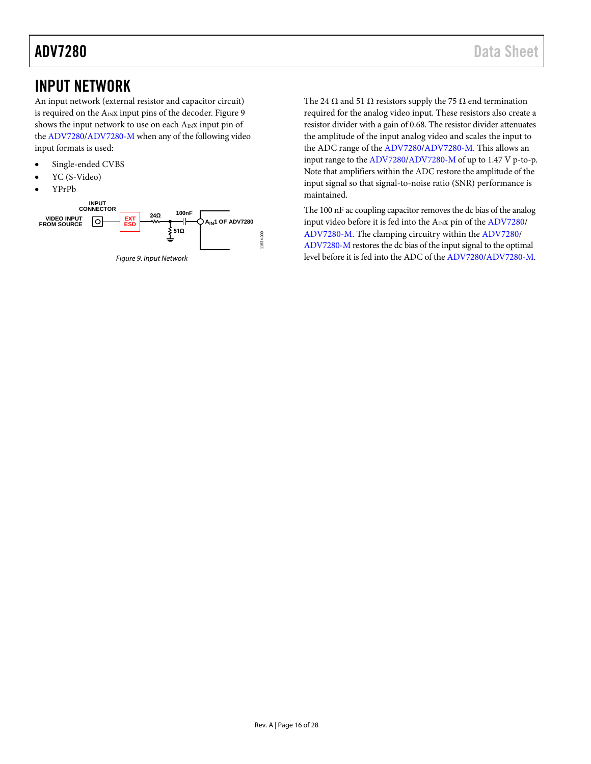# INPUT NETWORK

An input network (external resistor and capacitor circuit) is required on the $A_{IN}x$ input pins of the decoder. Figure 9 shows the input network to use on each $A_{IN}x$ input pin of the ADV7280/ADV7280-M when any of the following video input formats is used:

- Single-ended CVBS
- YC (S-Video)
- YPrPb

Figure 9. Input Network

The 24 Ω and 51 Ω resistors supply the 75 Ω end termination required for the analog video input. These resistors also create a resistor divider with a gain of 0.68. The resistor divider attenuates the amplitude of the input analog video and scales the input to the ADC range of the ADV7280/ADV7280-M. This allows an input range to the ADV7280/ADV7280-M of up to 1.47 V p-to-p. Note that amplifiers within the ADC restore the amplitude of the input signal so that signal-to-noise ratio (SNR) performance is maintained.

The 100 nF ac coupling capacitor removes the dc bias of the analog input video before it is fed into the $A_{IN}x$ pin of the ADV7280/ADV7280-M. The clamping circuitry within the ADV7280/ADV7280-M restores the dc bias of the input signal to the optimal level before it is fed into the ADC of the ADV7280/ADV7280-M.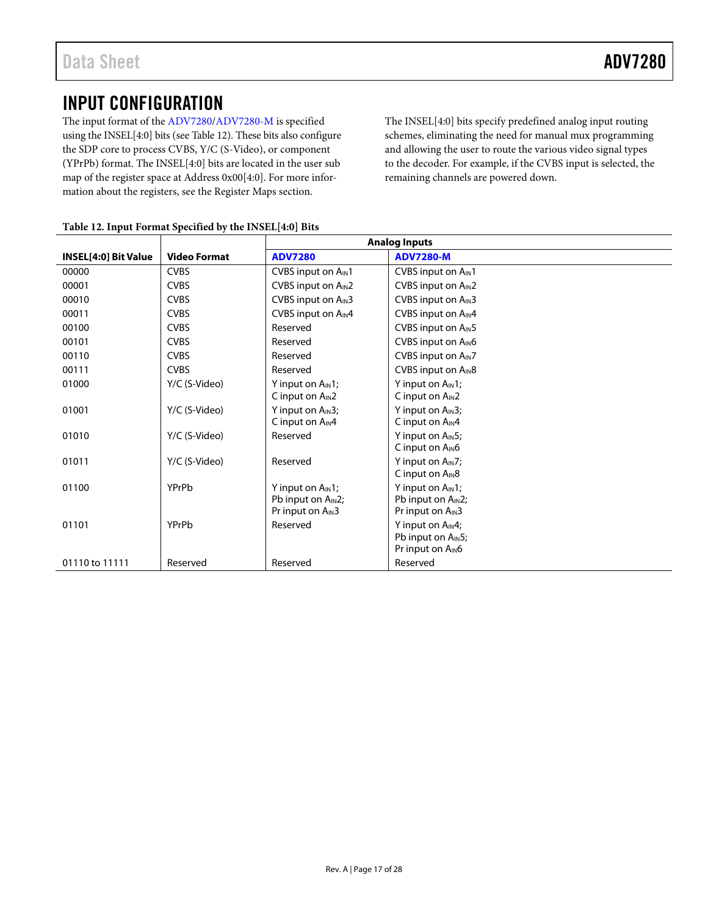# INPUT CONFIGURATION

The input format of the ADV7280/ADV7280-M is specified using the INSEL[4:0] bits (see Table 12). These bits also configure the SDP core to process CVBS, Y/C (S-Video), or component (YPrPb) format. The INSEL[4:0] bits are located in the user sub map of the register space at Address 0x00[4:0]. For more information about the registers, see the Register Maps section.

The INSEL[4:0] bits specify predefined analog input routing schemes, eliminating the need for manual mux programming and allowing the user to route the various video signal types to the decoder. For example, if the CVBS input is selected, the remaining channels are powered down.

**Table 12. Input Format Specified by the INSEL[4:0] Bits**

| | | Analog Inputs | |
|---|---|---|---|
| **INSEL[4:0] Bit Value** | **Video Format** | **ADV7280** | **ADV7280-M** |
| 00000 | CVBS | CVBS input on $A_{IN}1$ | CVBS input on $A_{IN}1$ |
| 00001 | CVBS | CVBS input on $A_{IN}2$ | CVBS input on $A_{IN}2$ |
| 00010 | CVBS | CVBS input on $A_{IN}3$ | CVBS input on $A_{IN}3$ |
| 00011 | CVBS | CVBS input on $A_{IN}4$ | CVBS input on $A_{IN}4$ |
| 00100 | CVBS | Reserved | CVBS input on $A_{IN}5$ |
| 00101 | CVBS | Reserved | CVBS input on $A_{IN}6$ |
| 00110 | CVBS | Reserved | CVBS input on $A_{IN}7$ |
| 00111 | CVBS | Reserved | CVBS input on $A_{IN}8$ |
| 01000 | Y/C (S-Video) | Y input on $A_{IN}1$; C input on $A_{IN}2$ | Y input on $A_{IN}1$; C input on $A_{IN}2$ |
| 01001 | Y/C (S-Video) | Y input on $A_{IN}3$; C input on $A_{IN}4$ | Y input on $A_{IN}3$; C input on $A_{IN}4$ |
| 01010 | Y/C (S-Video) | Reserved | Y input on $A_{IN}5$; C input on $A_{IN}6$ |
| 01011 | Y/C (S-Video) | Reserved | Y input on $A_{IN}7$; C input on $A_{IN}8$ |
| 01100 | YPrPb | Y input on $A_{IN}1$; Pb input on $A_{IN}2$; Pr input on $A_{IN}3$ | Y input on $A_{IN}1$; Pb input on $A_{IN}2$; Pr input on $A_{IN}3$ |
| 01101 | YPrPb | Reserved | Y input on $A_{IN}4$; Pb input on $A_{IN}5$; Pr input on $A_{IN}6$ |
| 01110 to 11111 | Reserved | Reserved | Reserved |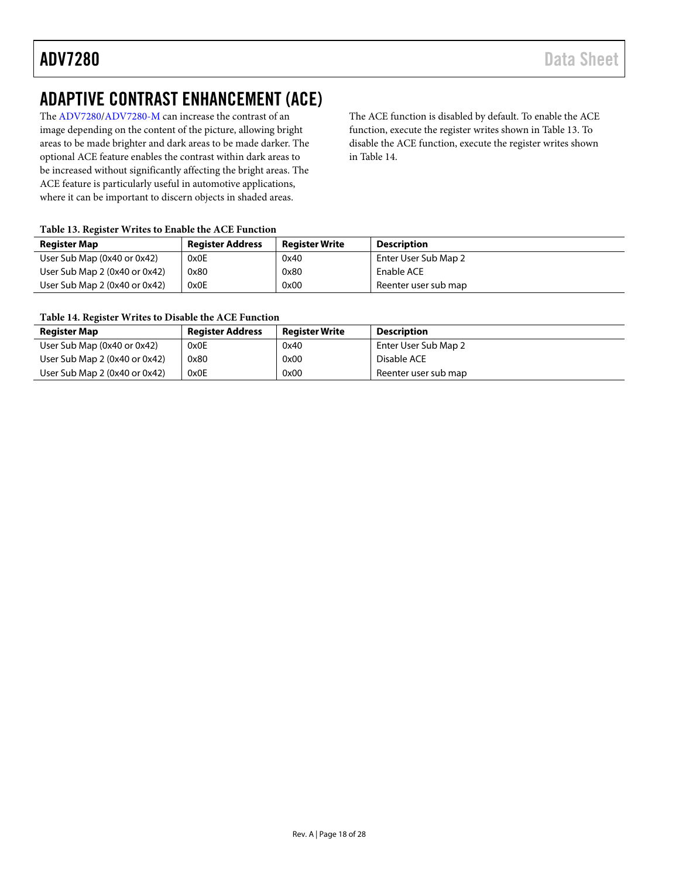# ADAPTIVE CONTRAST ENHANCEMENT (ACE)

The ADV7280/ADV7280-M can increase the contrast of an image depending on the content of the picture, allowing bright areas to be made brighter and dark areas to be made darker. The optional ACE feature enables the contrast within dark areas to be increased without significantly affecting the bright areas. The ACE feature is particularly useful in automotive applications, where it can be important to discern objects in shaded areas.

The ACE function is disabled by default. To enable the ACE function, execute the register writes shown in Table 13. To disable the ACE function, execute the register writes shown in Table 14.

**Table 13. Register Writes to Enable the ACE Function**

| Register Map | Register Address | Register Write | Description |
|---|---|---|---|
| User Sub Map (0x40 or 0x42) | 0x0E | 0x40 | Enter User Sub Map 2 |
| User Sub Map 2 (0x40 or 0x42) | 0x80 | 0x80 | Enable ACE |
| User Sub Map 2 (0x40 or 0x42) | 0x0E | 0x00 | Reenter user sub map |

**Table 14. Register Writes to Disable the ACE Function**

| Register Map | Register Address | Register Write | Description |
|---|---|---|---|
| User Sub Map (0x40 or 0x42) | 0x0E | 0x40 | Enter User Sub Map 2 |
| User Sub Map 2 (0x40 or 0x42) | 0x80 | 0x00 | Disable ACE |
| User Sub Map 2 (0x40 or 0x42) | 0x0E | 0x00 | Reenter user sub map |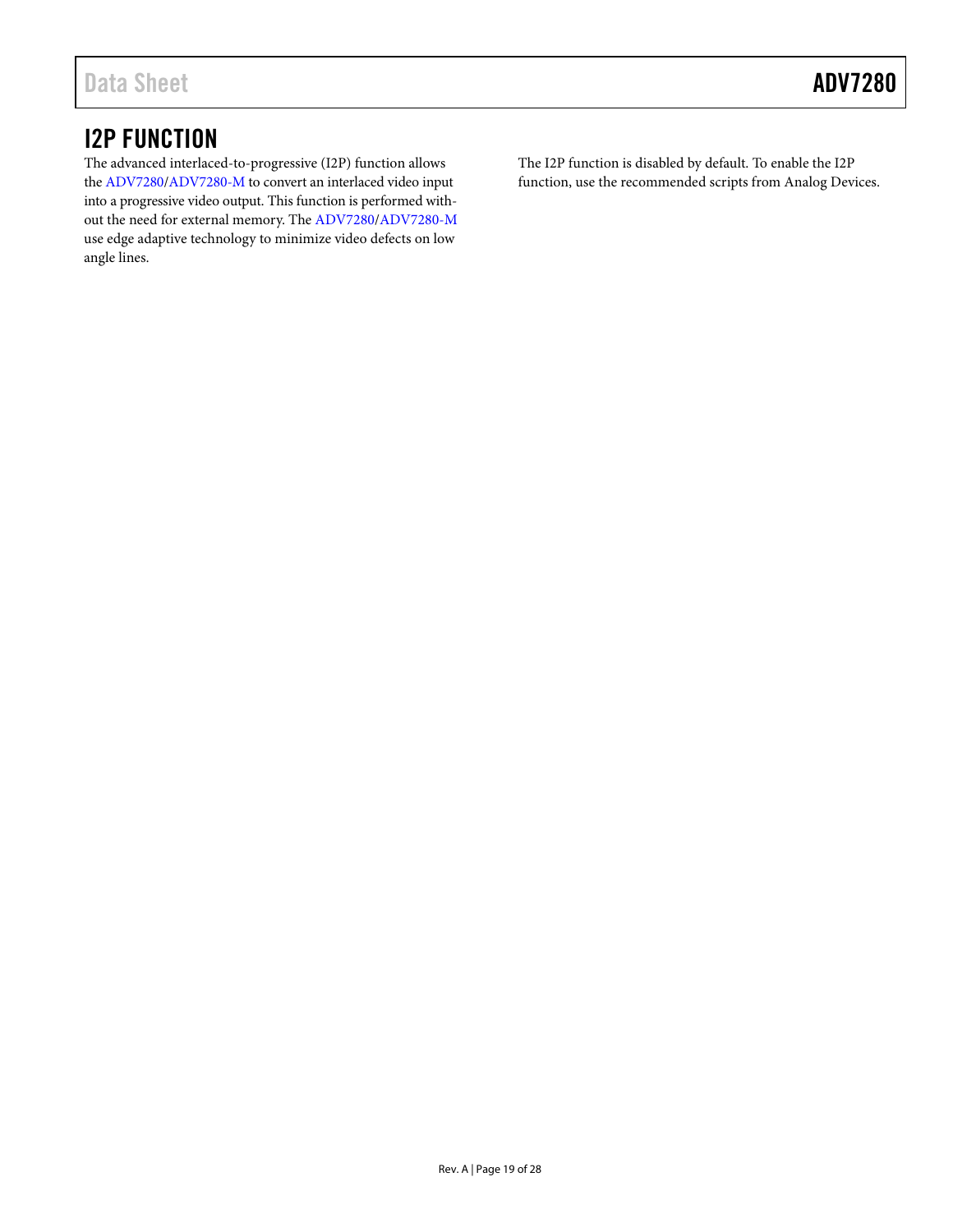# I2P FUNCTION

The advanced interlaced-to-progressive (I2P) function allows the ADV7280/ADV7280-M to convert an interlaced video input into a progressive video output. This function is performed without the need for external memory. The ADV7280/ADV7280-M use edge adaptive technology to minimize video defects on low angle lines.

The I2P function is disabled by default. To enable the I2P function, use the recommended scripts from Analog Devices.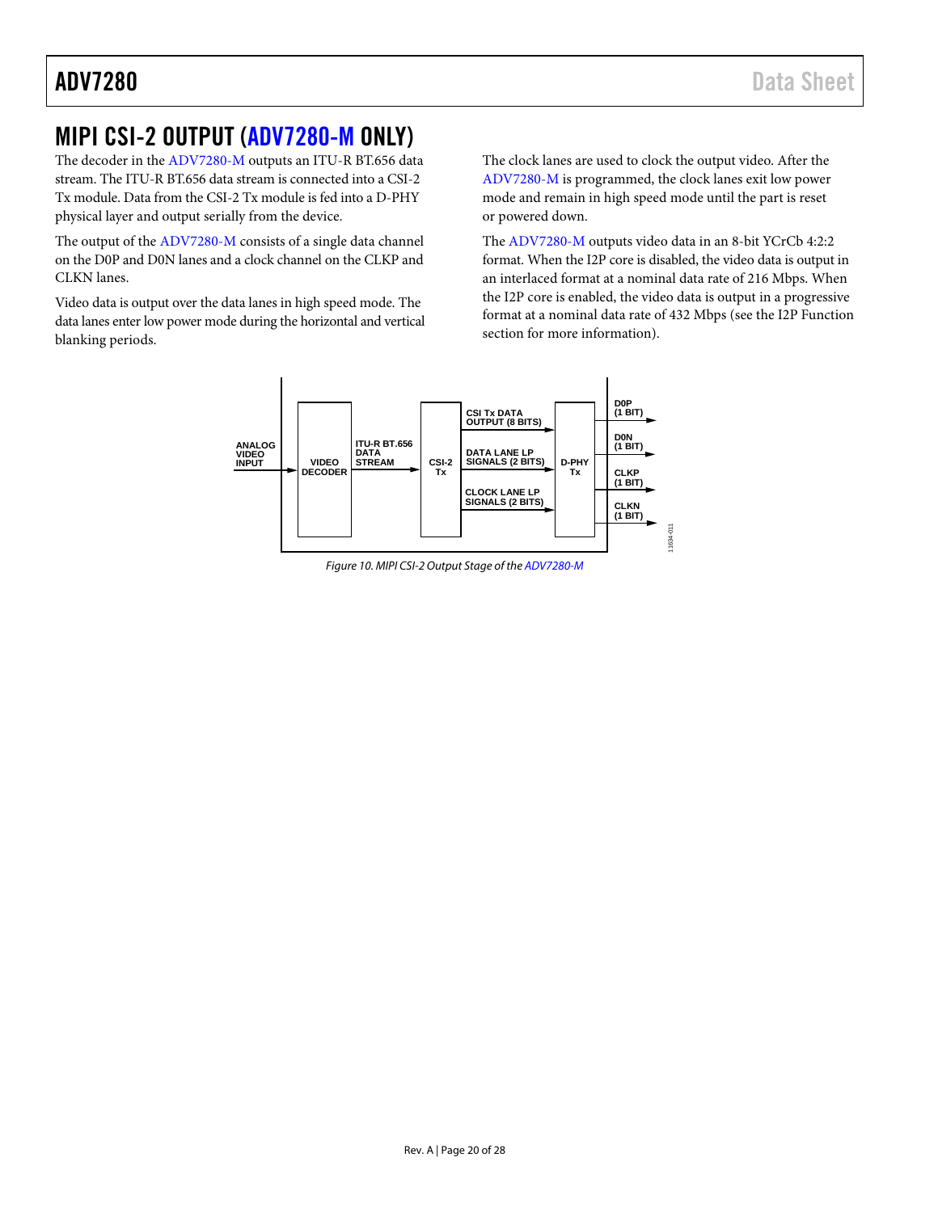## MIPI CSI-2 OUTPUT (ADV7280-M ONLY)

The decoder in the ADV7280-M outputs an ITU-R BT.656 data stream. The ITU-R BT.656 data stream is connected into a CSI-2 Tx module. Data from the CSI-2 Tx module is fed into a D-PHY physical layer and output serially from the device.

The output of the ADV7280-M consists of a single data channel on the D0P and D0N lanes and a clock channel on the CLKP and CLKN lanes.

Video data is output over the data lanes in high speed mode. The data lanes enter low power mode during the horizontal and vertical blanking periods.

The clock lanes are used to clock the output video. After the ADV7280-M is programmed, the clock lanes exit low power mode and remain in high speed mode until the part is reset or powered down.

The ADV7280-M outputs video data in an 8-bit YCrCb 4:2:2 format. When the I2P core is disabled, the video data is output in an interlaced format at a nominal data rate of 216 Mbps. When the I2P core is enabled, the video data is output in a progressive format at a nominal data rate of 432 Mbps (see the I2P Function section for more information).

ANALOG VIDEO INPUT → VIDEO DECODER → ITU-R BT.656 DATA STREAM → CSI-2 Tx → CSI Tx DATA OUTPUT (8 BITS), DATA LANE LP SIGNALS (2 BITS), CLOCK LANE LP SIGNALS (2 BITS) → D-PHY Tx → D0P (1 BIT), D0N (1 BIT), CLKP (1 BIT), CLKN (1 BIT)

11634-011

Figure 10. MIPI CSI-2 Output Stage of the ADV7280-M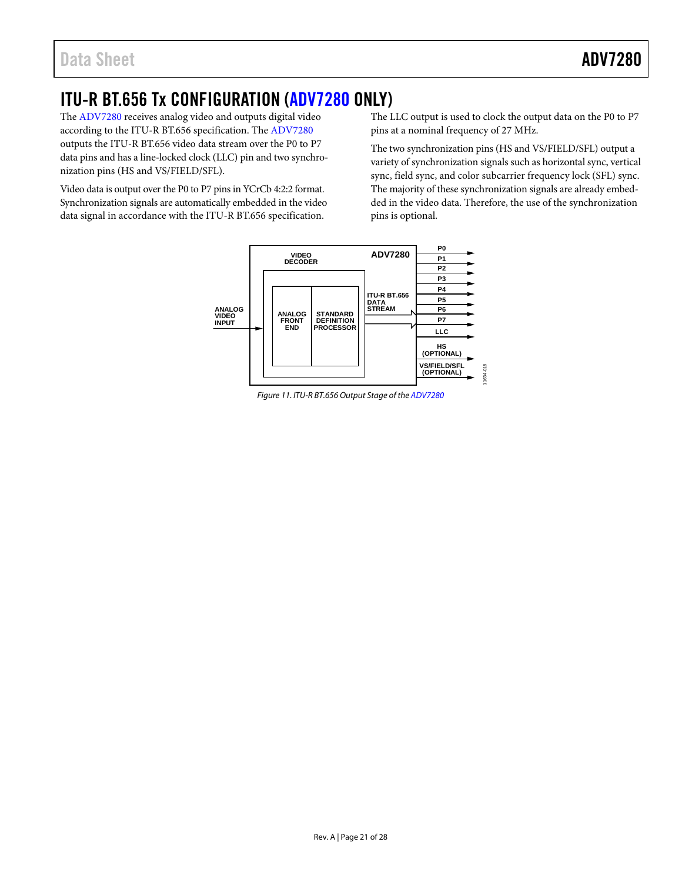## ITU-R BT.656 Tx CONFIGURATION (ADV7280 ONLY)

The ADV7280 receives analog video and outputs digital video according to the ITU-R BT.656 specification. The ADV7280 outputs the ITU-R BT.656 video data stream over the P0 to P7 data pins and has a line-locked clock (LLC) pin and two synchronization pins (HS and VS/FIELD/SFL).

Video data is output over the P0 to P7 pins in YCrCb 4:2:2 format. Synchronization signals are automatically embedded in the video data signal in accordance with the ITU-R BT.656 specification.

The LLC output is used to clock the output data on the P0 to P7 pins at a nominal frequency of 27 MHz.

The two synchronization pins (HS and VS/FIELD/SFL) output a variety of synchronization signals such as horizontal sync, vertical sync, field sync, and color subcarrier frequency lock (SFL) sync. The majority of these synchronization signals are already embedded in the video data. Therefore, the use of the synchronization pins is optional.

Figure 11. ITU-R BT.656 Output Stage of the ADV7280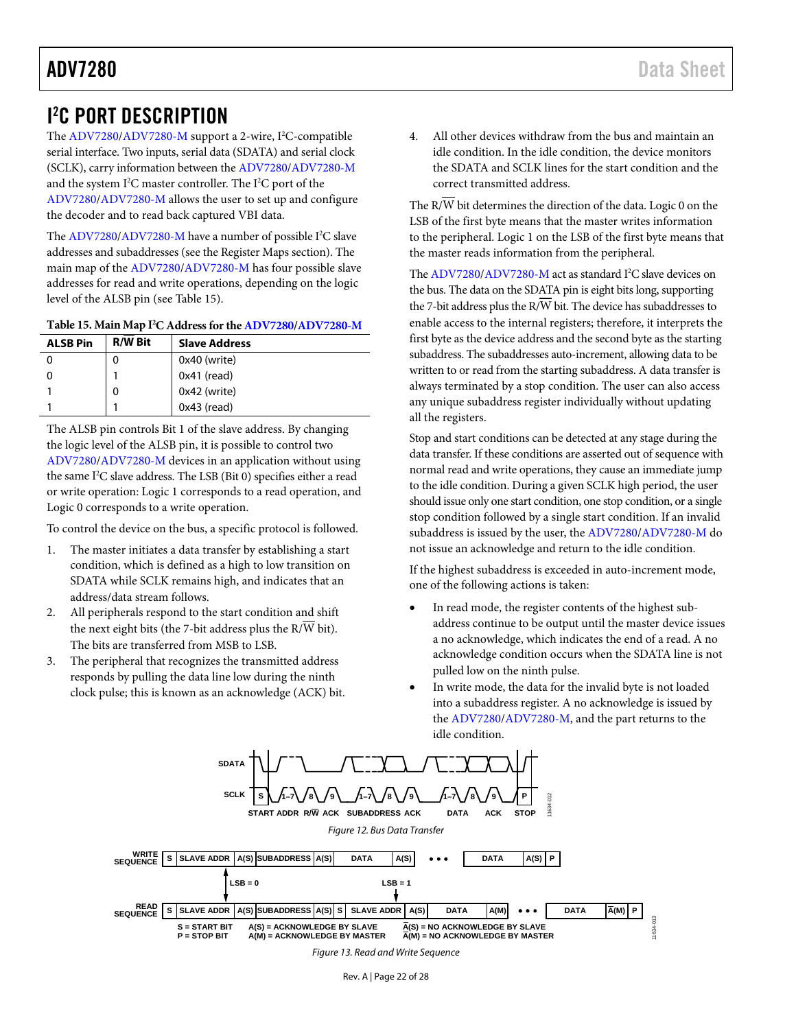# I²C PORT DESCRIPTION

The ADV7280/ADV7280-M support a 2-wire, I²C-compatible serial interface. Two inputs, serial data (SDATA) and serial clock (SCLK), carry information between the ADV7280/ADV7280-M and the system I²C master controller. The I²C port of the ADV7280/ADV7280-M allows the user to set up and configure the decoder and to read back captured VBI data.

The ADV7280/ADV7280-M have a number of possible I²C slave addresses and subaddresses (see the Register Maps section). The main map of the ADV7280/ADV7280-M has four possible slave addresses for read and write operations, depending on the logic level of the ALSB pin (see Table 15).

**Table 15. Main Map I²C Address for the ADV7280/ADV7280-M**

| ALSB Pin | R/W̄ Bit | Slave Address |
|---|---|---|
| 0 | 0 | 0x40 (write) |
| 0 | 1 | 0x41 (read) |
| 1 | 0 | 0x42 (write) |
| 1 | 1 | 0x43 (read) |

The ALSB pin controls Bit 1 of the slave address. By changing the logic level of the ALSB pin, it is possible to control two ADV7280/ADV7280-M devices in an application without using the same I²C slave address. The LSB (Bit 0) specifies either a read or write operation: Logic 1 corresponds to a read operation, and Logic 0 corresponds to a write operation.

To control the device on the bus, a specific protocol is followed.

1. The master initiates a data transfer by establishing a start condition, which is defined as a high to low transition on SDATA while SCLK remains high, and indicates that an address/data stream follows.
2. All peripherals respond to the start condition and shift the next eight bits (the 7-bit address plus the R/W̄ bit). The bits are transferred from MSB to LSB.
3. The peripheral that recognizes the transmitted address responds by pulling the data line low during the ninth clock pulse; this is known as an acknowledge (ACK) bit.
4. All other devices withdraw from the bus and maintain an idle condition. In the idle condition, the device monitors the SDATA and SCLK lines for the start condition and the correct transmitted address.

The R/W̄ bit determines the direction of the data. Logic 0 on the LSB of the first byte means that the master writes information to the peripheral. Logic 1 on the LSB of the first byte means that the master reads information from the peripheral.

The ADV7280/ADV7280-M act as standard I²C slave devices on the bus. The data on the SDATA pin is eight bits long, supporting the 7-bit address plus the R/W̄ bit. The device has subaddresses to enable access to the internal registers; therefore, it interprets the first byte as the device address and the second byte as the starting subaddress. The subaddresses auto-increment, allowing data to be written to or read from the starting subaddress. A data transfer is always terminated by a stop condition. The user can also access any unique subaddress register individually without updating all the registers.

Stop and start conditions can be detected at any stage during the data transfer. If these conditions are asserted out of sequence with normal read and write operations, they cause an immediate jump to the idle condition. During a given SCLK high period, the user should issue only one start condition, one stop condition, or a single stop condition followed by a single start condition. If an invalid subaddress is issued by the user, the ADV7280/ADV7280-M do not issue an acknowledge and return to the idle condition.

If the highest subaddress is exceeded in auto-increment mode, one of the following actions is taken:

- In read mode, the register contents of the highest subaddress continue to be output until the master device issues a no acknowledge, which indicates the end of a read. A no acknowledge condition occurs when the SDATA line is not pulled low on the ninth pulse.
- In write mode, the data for the invalid byte is not loaded into a subaddress register. A no acknowledge is issued by the ADV7280/ADV7280-M, and the part returns to the idle condition.

*Figure 12. Bus Data Transfer*

*Figure 13. Read and Write Sequence*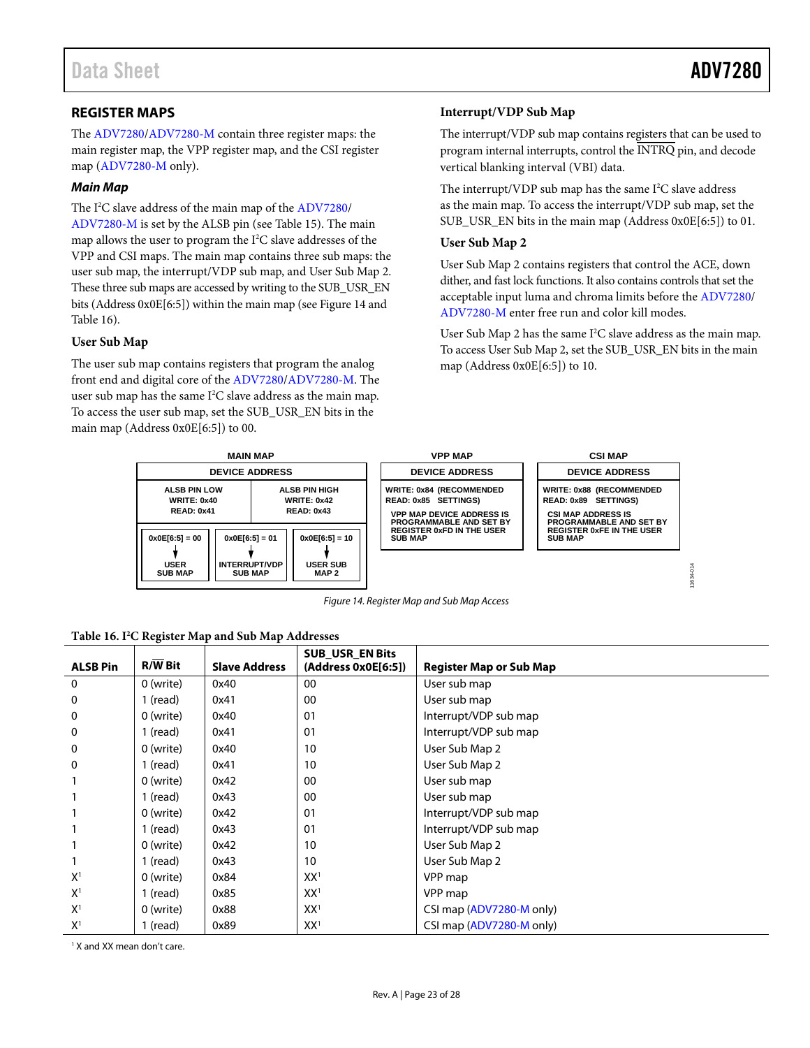## REGISTER MAPS

The ADV7280/ADV7280-M contain three register maps: the main register map, the VPP register map, and the CSI register map (ADV7280-M only).

### *Main Map*

The I²C slave address of the main map of the ADV7280/ADV7280-M is set by the ALSB pin (see Table 15). The main map allows the user to program the I²C slave addresses of the VPP and CSI maps. The main map contains three sub maps: the user sub map, the interrupt/VDP sub map, and User Sub Map 2. These three sub maps are accessed by writing to the SUB_USR_EN bits (Address 0x0E[6:5]) within the main map (see Figure 14 and Table 16).

#### User Sub Map

The user sub map contains registers that program the analog front end and digital core of the ADV7280/ADV7280-M. The user sub map has the same I²C slave address as the main map. To access the user sub map, set the SUB_USR_EN bits in the main map (Address 0x0E[6:5]) to 00.

#### Interrupt/VDP Sub Map

The interrupt/VDP sub map contains registers that can be used to program internal interrupts, control the $\overline{\text{INTRQ}}$ pin, and decode vertical blanking interval (VBI) data.

The interrupt/VDP sub map has the same I²C slave address as the main map. To access the interrupt/VDP sub map, set the SUB_USR_EN bits in the main map (Address 0x0E[6:5]) to 01.

#### User Sub Map 2

User Sub Map 2 contains registers that control the ACE, down dither, and fast lock functions. It also contains controls that set the acceptable input luma and chroma limits before the ADV7280/ADV7280-M enter free run and color kill modes.

User Sub Map 2 has the same I²C slave address as the main map. To access User Sub Map 2, set the SUB_USR_EN bits in the main map (Address 0x0E[6:5]) to 10.

MAIN MAP

DEVICE ADDRESS

| ALSB PIN LOW | ALSB PIN HIGH |
|---|---|
| WRITE: 0x40<br>READ: 0x41 | WRITE: 0x42<br>READ: 0x43 |

0x0E[6:5] = 00 → USER SUB MAP
0x0E[6:5] = 01 → INTERRUPT/VDP SUB MAP
0x0E[6:5] = 10 → USER SUB MAP 2

VPP MAP

DEVICE ADDRESS

WRITE: 0x84 (RECOMMENDED SETTINGS)
READ: 0x85

VPP MAP DEVICE ADDRESS IS PROGRAMMABLE AND SET BY REGISTER 0xFD IN THE USER SUB MAP

CSI MAP

DEVICE ADDRESS

WRITE: 0x88 (RECOMMENDED SETTINGS)
READ: 0x89

CSI MAP ADDRESS IS PROGRAMMABLE AND SET BY REGISTER 0xFE IN THE USER SUB MAP

*Figure 14. Register Map and Sub Map Access*

**Table 16. I²C Register Map and Sub Map Addresses**

| ALSB Pin | R/$\overline{\text{W}}$ Bit | Slave Address | SUB_USR_EN Bits (Address 0x0E[6:5]) | Register Map or Sub Map |
|---|---|---|---|---|
| 0 | 0 (write) | 0x40 | 00 | User sub map |
| 0 | 1 (read) | 0x41 | 00 | User sub map |
| 0 | 0 (write) | 0x40 | 01 | Interrupt/VDP sub map |
| 0 | 1 (read) | 0x41 | 01 | Interrupt/VDP sub map |
| 0 | 0 (write) | 0x40 | 10 | User Sub Map 2 |
| 0 | 1 (read) | 0x41 | 10 | User Sub Map 2 |
| 1 | 0 (write) | 0x42 | 00 | User sub map |
| 1 | 1 (read) | 0x43 | 00 | User sub map |
| 1 | 0 (write) | 0x42 | 01 | Interrupt/VDP sub map |
| 1 | 1 (read) | 0x43 | 01 | Interrupt/VDP sub map |
| 1 | 0 (write) | 0x42 | 10 | User Sub Map 2 |
| 1 | 1 (read) | 0x43 | 10 | User Sub Map 2 |
| X[1] | 0 (write) | 0x84 | XX[1] | VPP map |
| X[1] | 1 (read) | 0x85 | XX[1] | VPP map |
| X[1] | 0 (write) | 0x88 | XX[1] | CSI map (ADV7280-M only) |
| X[1] | 1 (read) | 0x89 | XX[1] | CSI map (ADV7280-M only) |

[1] X and XX mean don't care.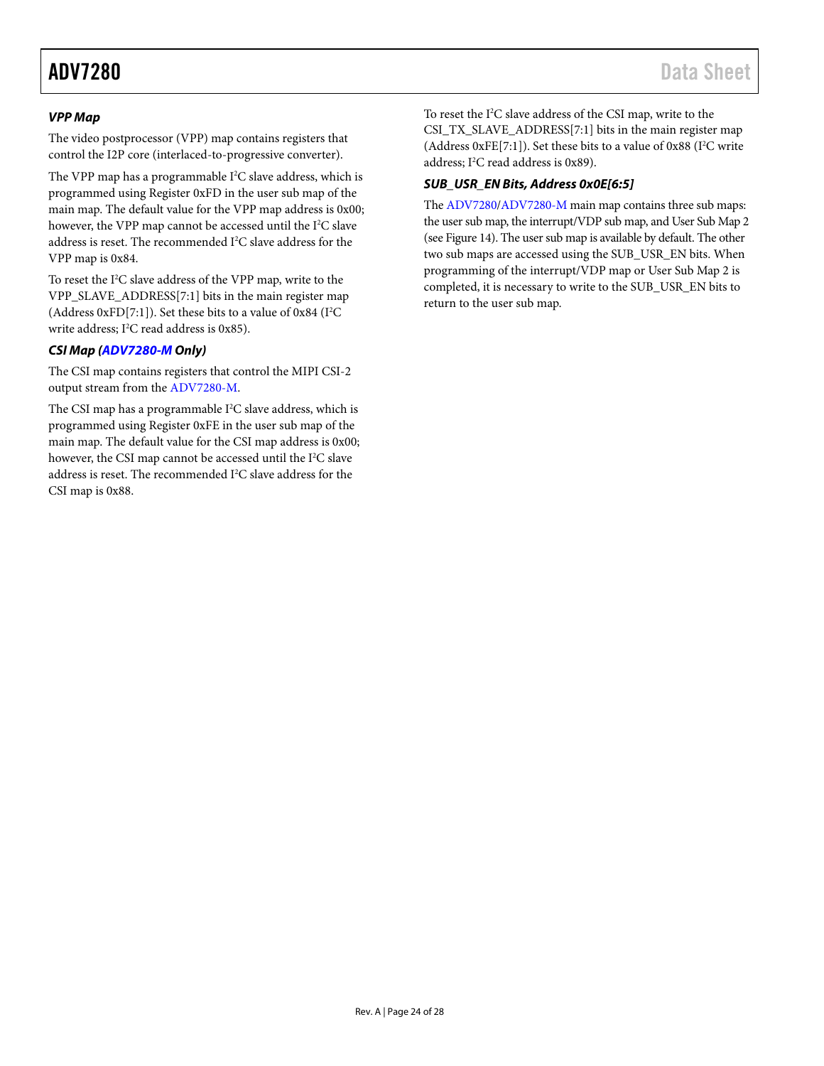### *VPP Map*

The video postprocessor (VPP) map contains registers that control the I2P core (interlaced-to-progressive converter).

The VPP map has a programmable I²C slave address, which is programmed using Register 0xFD in the user sub map of the main map. The default value for the VPP map address is 0x00; however, the VPP map cannot be accessed until the I²C slave address is reset. The recommended I²C slave address for the VPP map is 0x84.

To reset the I²C slave address of the VPP map, write to the VPP_SLAVE_ADDRESS[7:1] bits in the main register map (Address 0xFD[7:1]). Set these bits to a value of 0x84 (I²C write address; I²C read address is 0x85).

### *CSI Map (ADV7280-M Only)*

The CSI map contains registers that control the MIPI CSI-2 output stream from the ADV7280-M.

The CSI map has a programmable I²C slave address, which is programmed using Register 0xFE in the user sub map of the main map. The default value for the CSI map address is 0x00; however, the CSI map cannot be accessed until the I²C slave address is reset. The recommended I²C slave address for the CSI map is 0x88.

To reset the I²C slave address of the CSI map, write to the CSI_TX_SLAVE_ADDRESS[7:1] bits in the main register map (Address 0xFE[7:1]). Set these bits to a value of 0x88 (I²C write address; I²C read address is 0x89).

### *SUB_USR_EN Bits, Address 0x0E[6:5]*

The ADV7280/ADV7280-M main map contains three sub maps: the user sub map, the interrupt/VDP sub map, and User Sub Map 2 (see Figure 14). The user sub map is available by default. The other two sub maps are accessed using the SUB_USR_EN bits. When programming of the interrupt/VDP map or User Sub Map 2 is completed, it is necessary to write to the SUB_USR_EN bits to return to the user sub map.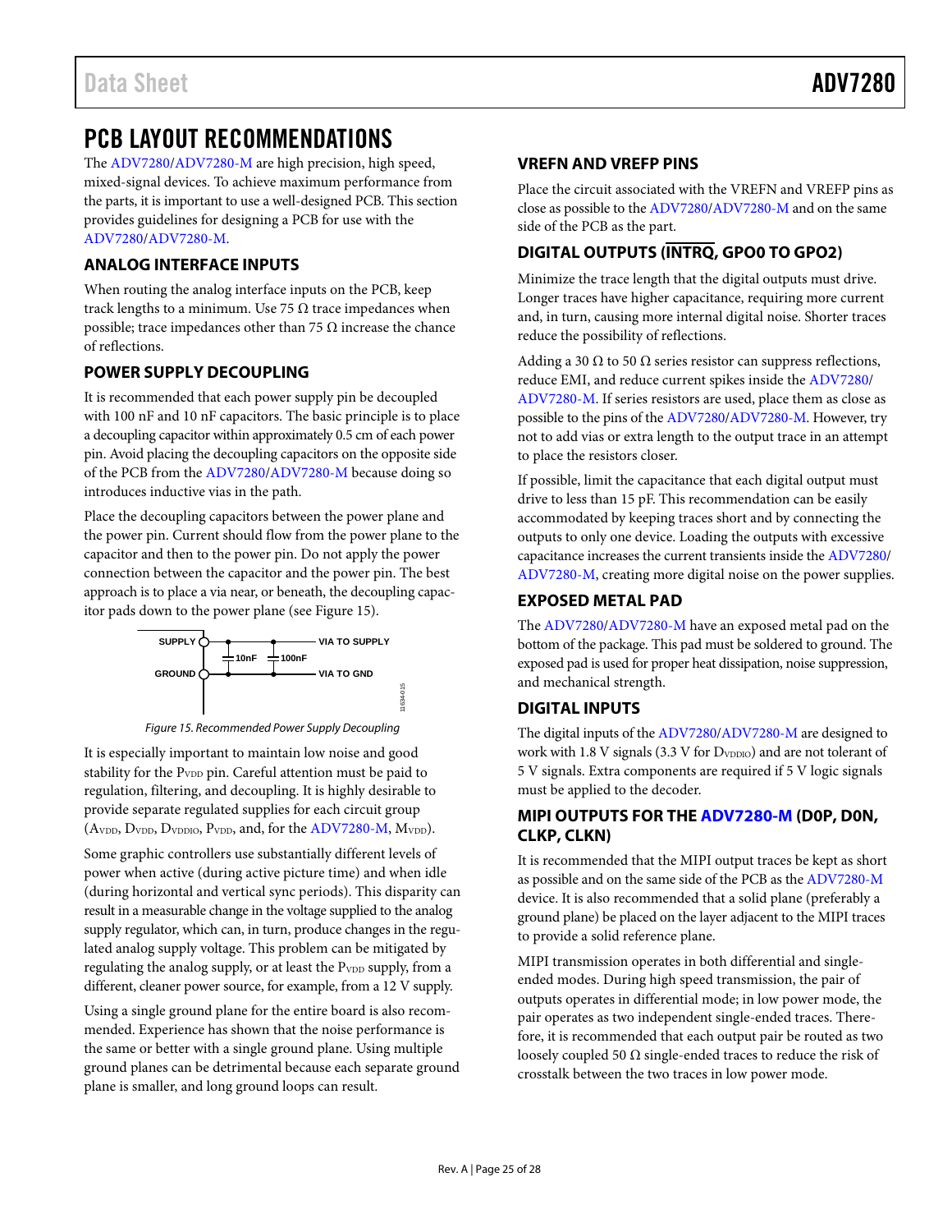# PCB LAYOUT RECOMMENDATIONS

The ADV7280/ADV7280-M are high precision, high speed, mixed-signal devices. To achieve maximum performance from the parts, it is important to use a well-designed PCB. This section provides guidelines for designing a PCB for use with the ADV7280/ADV7280-M.

## ANALOG INTERFACE INPUTS

When routing the analog interface inputs on the PCB, keep track lengths to a minimum. Use 75 Ω trace impedances when possible; trace impedances other than 75 Ω increase the chance of reflections.

## POWER SUPPLY DECOUPLING

It is recommended that each power supply pin be decoupled with 100 nF and 10 nF capacitors. The basic principle is to place a decoupling capacitor within approximately 0.5 cm of each power pin. Avoid placing the decoupling capacitors on the opposite side of the PCB from the ADV7280/ADV7280-M because doing so introduces inductive vias in the path.

Place the decoupling capacitors between the power plane and the power pin. Current should flow from the power plane to the capacitor and then to the power pin. Do not apply the power connection between the capacitor and the power pin. The best approach is to place a via near, or beneath, the decoupling capacitor pads down to the power plane (see Figure 15).

*Figure 15. Recommended Power Supply Decoupling*

It is especially important to maintain low noise and good stability for the $P_{VDD}$ pin. Careful attention must be paid to regulation, filtering, and decoupling. It is highly desirable to provide separate regulated supplies for each circuit group ($A_{VDD}$, $D_{VDD}$, $D_{VDDIO}$, $P_{VDD}$, and, for the ADV7280-M, $M_{VDD}$).

Some graphic controllers use substantially different levels of power when active (during active picture time) and when idle (during horizontal and vertical sync periods). This disparity can result in a measurable change in the voltage supplied to the analog supply regulator, which can, in turn, produce changes in the regulated analog supply voltage. This problem can be mitigated by regulating the analog supply, or at least the $P_{VDD}$ supply, from a different, cleaner power source, for example, from a 12 V supply.

Using a single ground plane for the entire board is also recommended. Experience has shown that the noise performance is the same or better with a single ground plane. Using multiple ground planes can be detrimental because each separate ground plane is smaller, and long ground loops can result.

## VREFN AND VREFP PINS

Place the circuit associated with the VREFN and VREFP pins as close as possible to the ADV7280/ADV7280-M and on the same side of the PCB as the part.

## DIGITAL OUTPUTS ($\overline{\text{INTRQ}}$, GPO0 TO GPO2)

Minimize the trace length that the digital outputs must drive. Longer traces have higher capacitance, requiring more current and, in turn, causing more internal digital noise. Shorter traces reduce the possibility of reflections.

Adding a 30 Ω to 50 Ω series resistor can suppress reflections, reduce EMI, and reduce current spikes inside the ADV7280/ADV7280-M. If series resistors are used, place them as close as possible to the pins of the ADV7280/ADV7280-M. However, try not to add vias or extra length to the output trace in an attempt to place the resistors closer.

If possible, limit the capacitance that each digital output must drive to less than 15 pF. This recommendation can be easily accommodated by keeping traces short and by connecting the outputs to only one device. Loading the outputs with excessive capacitance increases the current transients inside the ADV7280/ADV7280-M, creating more digital noise on the power supplies.

## EXPOSED METAL PAD

The ADV7280/ADV7280-M have an exposed metal pad on the bottom of the package. This pad must be soldered to ground. The exposed pad is used for proper heat dissipation, noise suppression, and mechanical strength.

## DIGITAL INPUTS

The digital inputs of the ADV7280/ADV7280-M are designed to work with 1.8 V signals (3.3 V for $D_{VDDIO}$) and are not tolerant of 5 V signals. Extra components are required if 5 V logic signals must be applied to the decoder.

## MIPI OUTPUTS FOR THE ADV7280-M (D0P, D0N, CLKP, CLKN)

It is recommended that the MIPI output traces be kept as short as possible and on the same side of the PCB as the ADV7280-M device. It is also recommended that a solid plane (preferably a ground plane) be placed on the layer adjacent to the MIPI traces to provide a solid reference plane.

MIPI transmission operates in both differential and single-ended modes. During high speed transmission, the pair of outputs operates in differential mode; in low power mode, the pair operates as two independent single-ended traces. Therefore, it is recommended that each output pair be routed as two loosely coupled 50 Ω single-ended traces to reduce the risk of crosstalk between the two traces in low power mode.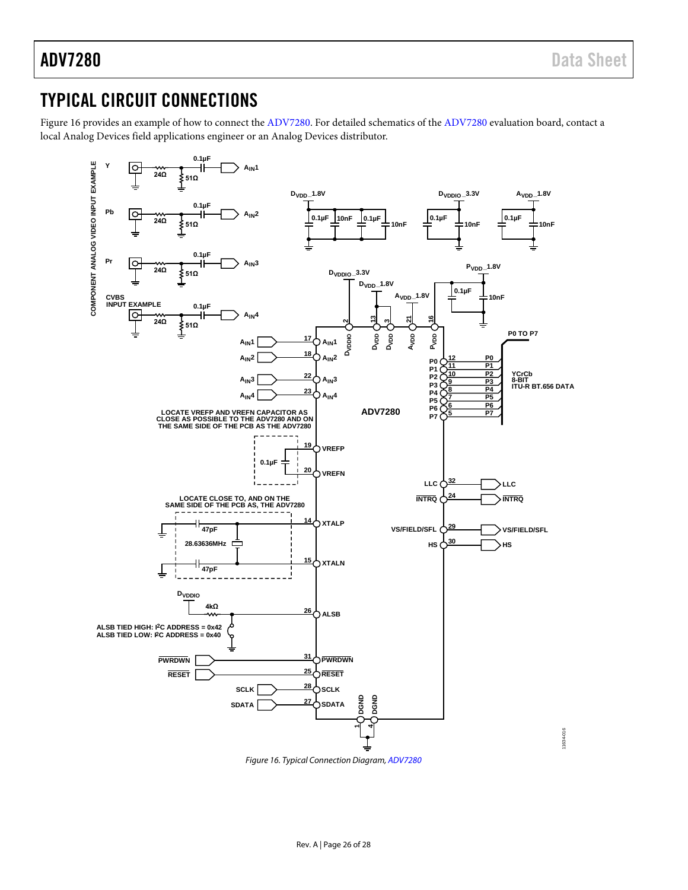## TYPICAL CIRCUIT CONNECTIONS

Figure 16 provides an example of how to connect the ADV7280. For detailed schematics of the ADV7280 evaluation board, contact a local Analog Devices field applications engineer or an Analog Devices distributor.

Figure 16. Typical Connection Diagram, ADV7280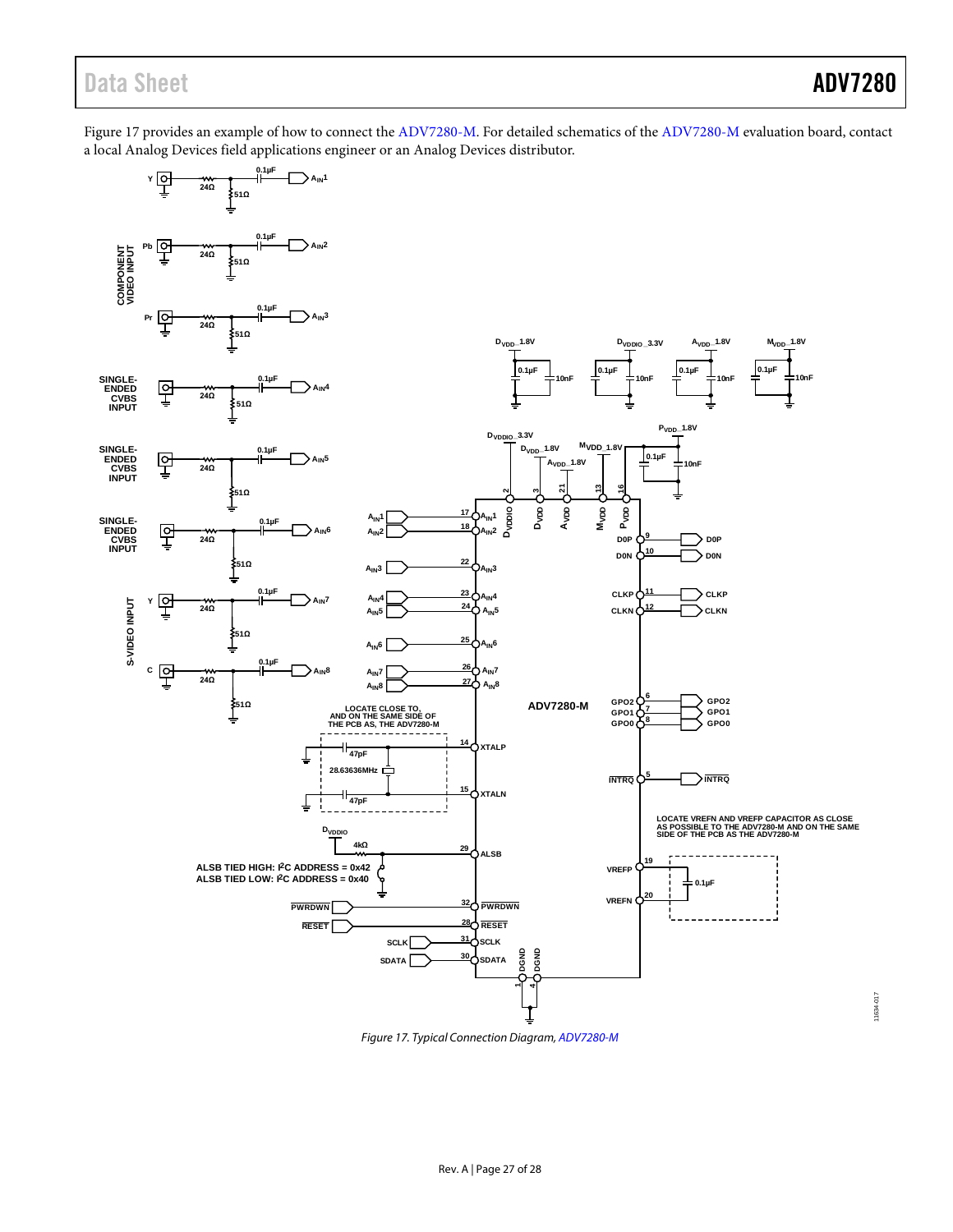Figure 17 provides an example of how to connect the ADV7280-M. For detailed schematics of the ADV7280-M evaluation board, contact a local Analog Devices field applications engineer or an Analog Devices distributor.

*Figure 17. Typical Connection Diagram, ADV7280-M*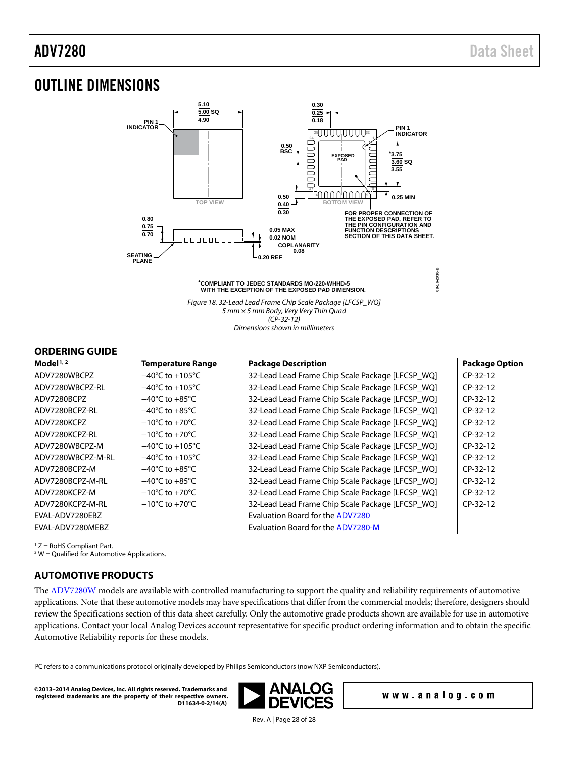# OUTLINE DIMENSIONS

5.10
5.00 SQ
4.90

PIN 1
INDICATOR

TOP VIEW

0.30
0.25
0.18

PIN 1
INDICATOR

0.50
BSC

EXPOSED
PAD

*3.75
3.60 SQ
3.55

0.50
0.40
0.30

BOTTOM VIEW

0.25 MIN

FOR PROPER CONNECTION OF THE EXPOSED PAD, REFER TO THE PIN CONFIGURATION AND FUNCTION DESCRIPTIONS SECTION OF THIS DATA SHEET.

0.80
0.75
0.70

0.05 MAX
0.02 NOM

COPLANARITY
0.08

SEATING
PLANE

0.20 REF

*COMPLIANT TO JEDEC STANDARDS MO-220-WHHD-5
WITH THE EXCEPTION OF THE EXPOSED PAD DIMENSION.

08-16-2010-B

*Figure 18. 32-Lead Lead Frame Chip Scale Package [LFCSP_WQ]*
*5 mm × 5 mm Body, Very Very Thin Quad*
*(CP-32-12)*
*Dimensions shown in millimeters*

## ORDERING GUIDE

| Model[1, 2] | Temperature Range | Package Description | Package Option |
|---|---|---|---|
| ADV7280WBCPZ | −40°C to +105°C | 32-Lead Lead Frame Chip Scale Package [LFCSP_WQ] | CP-32-12 |
| ADV7280WBCPZ-RL | −40°C to +105°C | 32-Lead Lead Frame Chip Scale Package [LFCSP_WQ] | CP-32-12 |
| ADV7280BCPZ | −40°C to +85°C | 32-Lead Lead Frame Chip Scale Package [LFCSP_WQ] | CP-32-12 |
| ADV7280BCPZ-RL | −40°C to +85°C | 32-Lead Lead Frame Chip Scale Package [LFCSP_WQ] | CP-32-12 |
| ADV7280KCPZ | −10°C to +70°C | 32-Lead Lead Frame Chip Scale Package [LFCSP_WQ] | CP-32-12 |
| ADV7280KCPZ-RL | −10°C to +70°C | 32-Lead Lead Frame Chip Scale Package [LFCSP_WQ] | CP-32-12 |
| ADV7280WBCPZ-M | −40°C to +105°C | 32-Lead Lead Frame Chip Scale Package [LFCSP_WQ] | CP-32-12 |
| ADV7280WBCPZ-M-RL | −40°C to +105°C | 32-Lead Lead Frame Chip Scale Package [LFCSP_WQ] | CP-32-12 |
| ADV7280BCPZ-M | −40°C to +85°C | 32-Lead Lead Frame Chip Scale Package [LFCSP_WQ] | CP-32-12 |
| ADV7280BCPZ-M-RL | −40°C to +85°C | 32-Lead Lead Frame Chip Scale Package [LFCSP_WQ] | CP-32-12 |
| ADV7280KCPZ-M | −10°C to +70°C | 32-Lead Lead Frame Chip Scale Package [LFCSP_WQ] | CP-32-12 |
| ADV7280KCPZ-M-RL | −10°C to +70°C | 32-Lead Lead Frame Chip Scale Package [LFCSP_WQ] | CP-32-12 |
| EVAL-ADV7280EBZ | | Evaluation Board for the ADV7280 | |
| EVAL-ADV7280MEBZ | | Evaluation Board for the ADV7280-M | |

[1] Z = RoHS Compliant Part.
[2] W = Qualified for Automotive Applications.

## AUTOMOTIVE PRODUCTS

The ADV7280W models are available with controlled manufacturing to support the quality and reliability requirements of automotive applications. Note that these automotive models may have specifications that differ from the commercial models; therefore, designers should review the Specifications section of this data sheet carefully. Only the automotive grade products shown are available for use in automotive applications. Contact your local Analog Devices account representative for specific product ordering information and to obtain the specific Automotive Reliability reports for these models.

I²C refers to a communications protocol originally developed by Philips Semiconductors (now NXP Semiconductors).

©2013–2014 Analog Devices, Inc. All rights reserved. Trademarks and registered trademarks are the property of their respective owners.
D11634-0-2/14(A)

www.analog.com